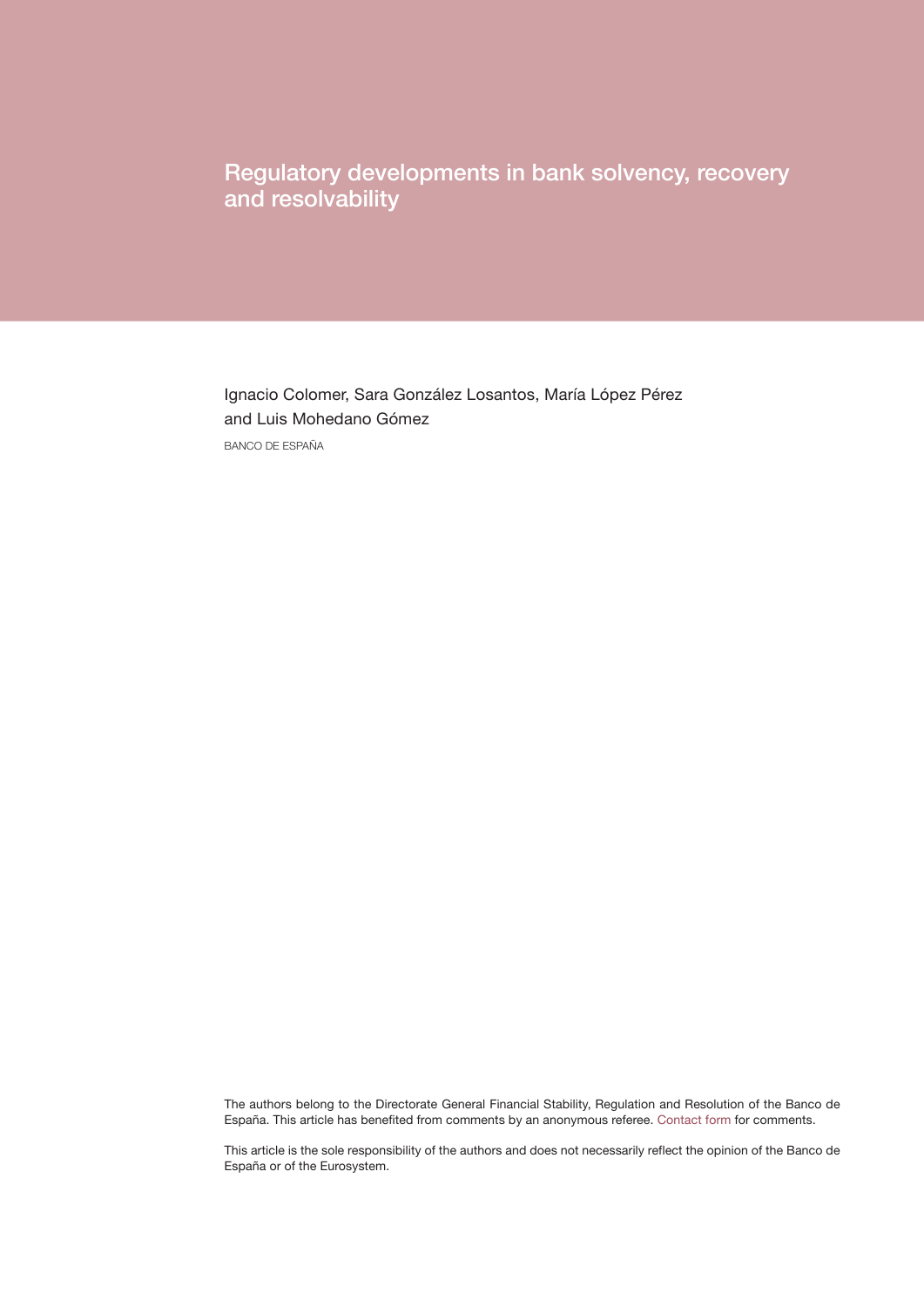# Regulatory developments in bank solvency, recovery and resolvability

Ignacio Colomer, Sara González Losantos, María López Pérez and Luis Mohedano Gómez

BANCO DE ESPAÑA

The authors belong to the Directorate General Financial Stability, Regulation and Resolution of the Banco de España. This article has benefited from comments by an anonymous referee. Contact form for comments.

This article is the sole responsibility of the authors and does not necessarily reflect the opinion of the Banco de España or of the Eurosystem.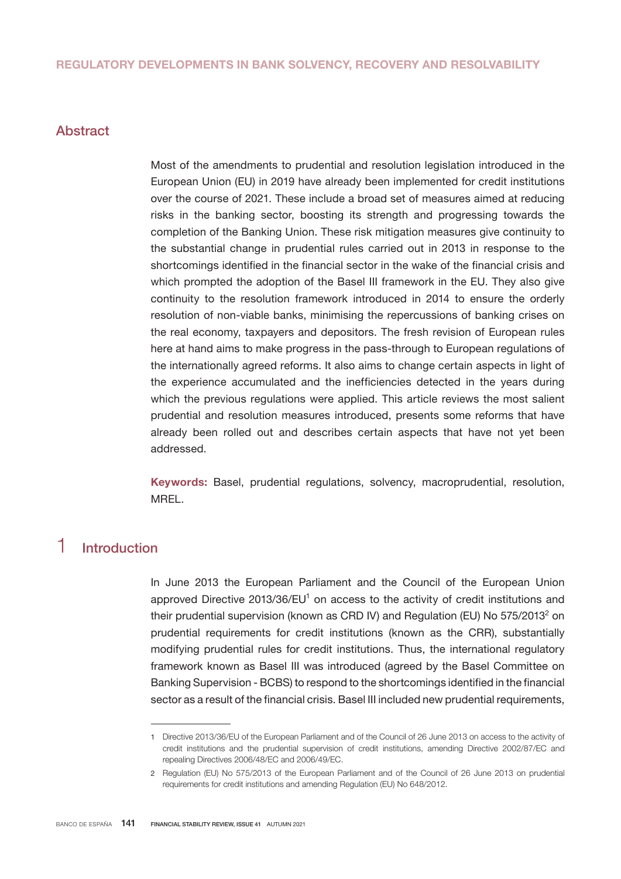## REGULATORY DEVELOPMENTS IN BANK SOLVENCY, RECOVERY AND RESOLVABILITY

### Abstract

Most of the amendments to prudential and resolution legislation introduced in the European Union (EU) in 2019 have already been implemented for credit institutions over the course of 2021. These include a broad set of measures aimed at reducing risks in the banking sector, boosting its strength and progressing towards the completion of the Banking Union. These risk mitigation measures give continuity to the substantial change in prudential rules carried out in 2013 in response to the shortcomings identified in the financial sector in the wake of the financial crisis and which prompted the adoption of the Basel III framework in the EU. They also give continuity to the resolution framework introduced in 2014 to ensure the orderly resolution of non-viable banks, minimising the repercussions of banking crises on the real economy, taxpayers and depositors. The fresh revision of European rules here at hand aims to make progress in the pass-through to European regulations of the internationally agreed reforms. It also aims to change certain aspects in light of the experience accumulated and the inefficiencies detected in the years during which the previous regulations were applied. This article reviews the most salient prudential and resolution measures introduced, presents some reforms that have already been rolled out and describes certain aspects that have not yet been addressed.

**Keywords:** Basel, prudential regulations, solvency, macroprudential, resolution, MREL.

## 1 Introduction

In June 2013 the European Parliament and the Council of the European Union approved Directive 2013/36/EU[1] on access to the activity of credit institutions and their prudential supervision (known as CRD IV) and Regulation (EU) No 575/2013[2] on prudential requirements for credit institutions (known as the CRR), substantially modifying prudential rules for credit institutions. Thus, the international regulatory framework known as Basel III was introduced (agreed by the Basel Committee on Banking Supervision - BCBS) to respond to the shortcomings identified in the financial sector as a result of the financial crisis. Basel III included new prudential requirements,

---

1 Directive 2013/36/EU of the European Parliament and of the Council of 26 June 2013 on access to the activity of credit institutions and the prudential supervision of credit institutions, amending Directive 2002/87/EC and repealing Directives 2006/48/EC and 2006/49/EC.

2 Regulation (EU) No 575/2013 of the European Parliament and of the Council of 26 June 2013 on prudential requirements for credit institutions and amending Regulation (EU) No 648/2012.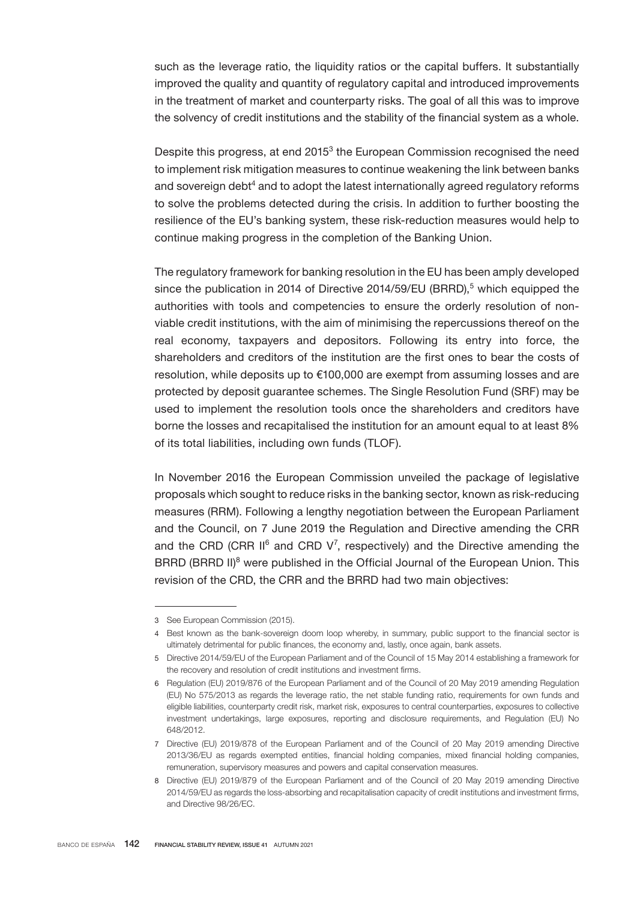such as the leverage ratio, the liquidity ratios or the capital buffers. It substantially improved the quality and quantity of regulatory capital and introduced improvements in the treatment of market and counterparty risks. The goal of all this was to improve the solvency of credit institutions and the stability of the financial system as a whole.

Despite this progress, at end 2015[3] the European Commission recognised the need to implement risk mitigation measures to continue weakening the link between banks and sovereign debt[4] and to adopt the latest internationally agreed regulatory reforms to solve the problems detected during the crisis. In addition to further boosting the resilience of the EU's banking system, these risk-reduction measures would help to continue making progress in the completion of the Banking Union.

The regulatory framework for banking resolution in the EU has been amply developed since the publication in 2014 of Directive 2014/59/EU (BRRD),[5] which equipped the authorities with tools and competencies to ensure the orderly resolution of non-viable credit institutions, with the aim of minimising the repercussions thereof on the real economy, taxpayers and depositors. Following its entry into force, the shareholders and creditors of the institution are the first ones to bear the costs of resolution, while deposits up to €100,000 are exempt from assuming losses and are protected by deposit guarantee schemes. The Single Resolution Fund (SRF) may be used to implement the resolution tools once the shareholders and creditors have borne the losses and recapitalised the institution for an amount equal to at least 8% of its total liabilities, including own funds (TLOF).

In November 2016 the European Commission unveiled the package of legislative proposals which sought to reduce risks in the banking sector, known as risk-reducing measures (RRM). Following a lengthy negotiation between the European Parliament and the Council, on 7 June 2019 the Regulation and Directive amending the CRR and the CRD (CRR II[6] and CRD V[7], respectively) and the Directive amending the BRRD (BRRD II)[8] were published in the Official Journal of the European Union. This revision of the CRD, the CRR and the BRRD had two main objectives:

---

3 See European Commission (2015).

4 Best known as the bank-sovereign doom loop whereby, in summary, public support to the financial sector is ultimately detrimental for public finances, the economy and, lastly, once again, bank assets.

5 Directive 2014/59/EU of the European Parliament and of the Council of 15 May 2014 establishing a framework for the recovery and resolution of credit institutions and investment firms.

6 Regulation (EU) 2019/876 of the European Parliament and of the Council of 20 May 2019 amending Regulation (EU) No 575/2013 as regards the leverage ratio, the net stable funding ratio, requirements for own funds and eligible liabilities, counterparty credit risk, market risk, exposures to central counterparties, exposures to collective investment undertakings, large exposures, reporting and disclosure requirements, and Regulation (EU) No 648/2012.

7 Directive (EU) 2019/878 of the European Parliament and of the Council of 20 May 2019 amending Directive 2013/36/EU as regards exempted entities, financial holding companies, mixed financial holding companies, remuneration, supervisory measures and powers and capital conservation measures.

8 Directive (EU) 2019/879 of the European Parliament and of the Council of 20 May 2019 amending Directive 2014/59/EU as regards the loss-absorbing and recapitalisation capacity of credit institutions and investment firms, and Directive 98/26/EC.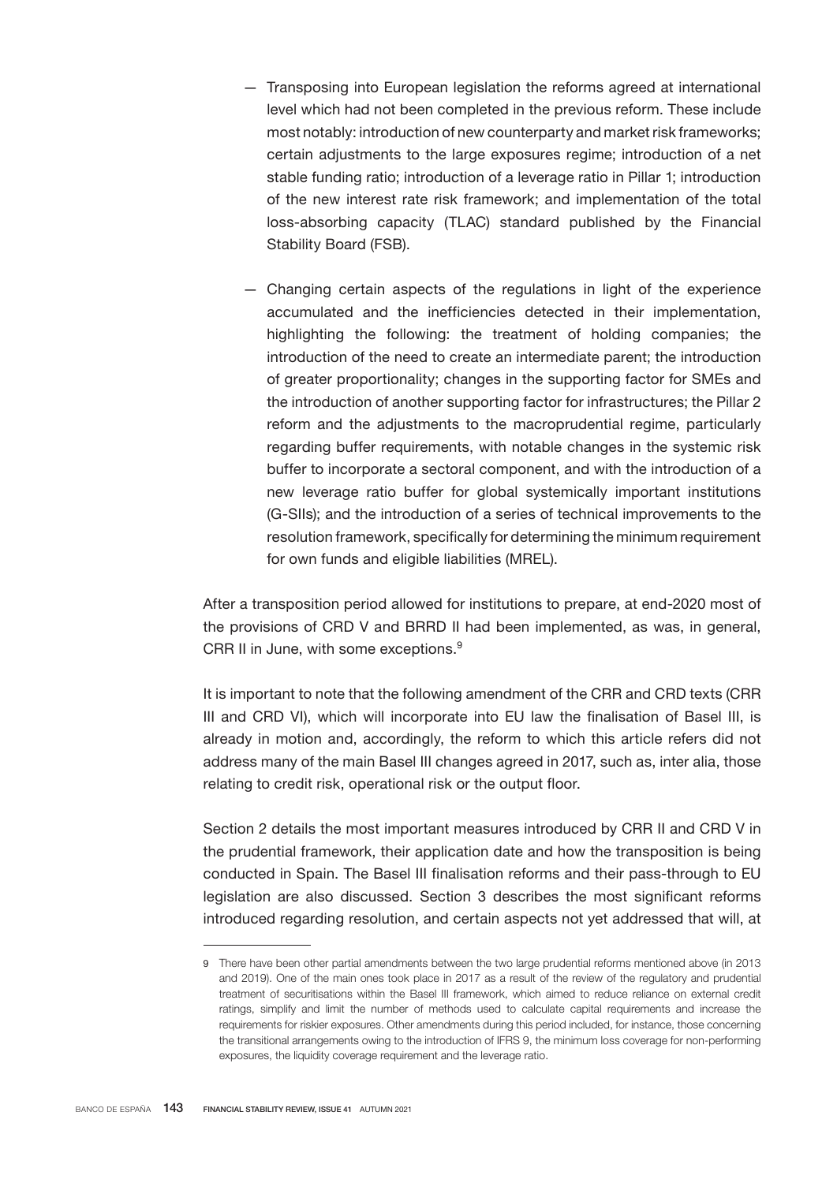- Transposing into European legislation the reforms agreed at international level which had not been completed in the previous reform. These include most notably: introduction of new counterparty and market risk frameworks; certain adjustments to the large exposures regime; introduction of a net stable funding ratio; introduction of a leverage ratio in Pillar 1; introduction of the new interest rate risk framework; and implementation of the total loss-absorbing capacity (TLAC) standard published by the Financial Stability Board (FSB).

- Changing certain aspects of the regulations in light of the experience accumulated and the inefficiencies detected in their implementation, highlighting the following: the treatment of holding companies; the introduction of the need to create an intermediate parent; the introduction of greater proportionality; changes in the supporting factor for SMEs and the introduction of another supporting factor for infrastructures; the Pillar 2 reform and the adjustments to the macroprudential regime, particularly regarding buffer requirements, with notable changes in the systemic risk buffer to incorporate a sectoral component, and with the introduction of a new leverage ratio buffer for global systemically important institutions (G-SIIs); and the introduction of a series of technical improvements to the resolution framework, specifically for determining the minimum requirement for own funds and eligible liabilities (MREL).

After a transposition period allowed for institutions to prepare, at end-2020 most of the provisions of CRD V and BRRD II had been implemented, as was, in general, CRR II in June, with some exceptions.[9]

It is important to note that the following amendment of the CRR and CRD texts (CRR III and CRD VI), which will incorporate into EU law the finalisation of Basel III, is already in motion and, accordingly, the reform to which this article refers did not address many of the main Basel III changes agreed in 2017, such as, inter alia, those relating to credit risk, operational risk or the output floor.

Section 2 details the most important measures introduced by CRR II and CRD V in the prudential framework, their application date and how the transposition is being conducted in Spain. The Basel III finalisation reforms and their pass-through to EU legislation are also discussed. Section 3 describes the most significant reforms introduced regarding resolution, and certain aspects not yet addressed that will, at

---

9 There have been other partial amendments between the two large prudential reforms mentioned above (in 2013 and 2019). One of the main ones took place in 2017 as a result of the review of the regulatory and prudential treatment of securitisations within the Basel III framework, which aimed to reduce reliance on external credit ratings, simplify and limit the number of methods used to calculate capital requirements and increase the requirements for riskier exposures. Other amendments during this period included, for instance, those concerning the transitional arrangements owing to the introduction of IFRS 9, the minimum loss coverage for non-performing exposures, the liquidity coverage requirement and the leverage ratio.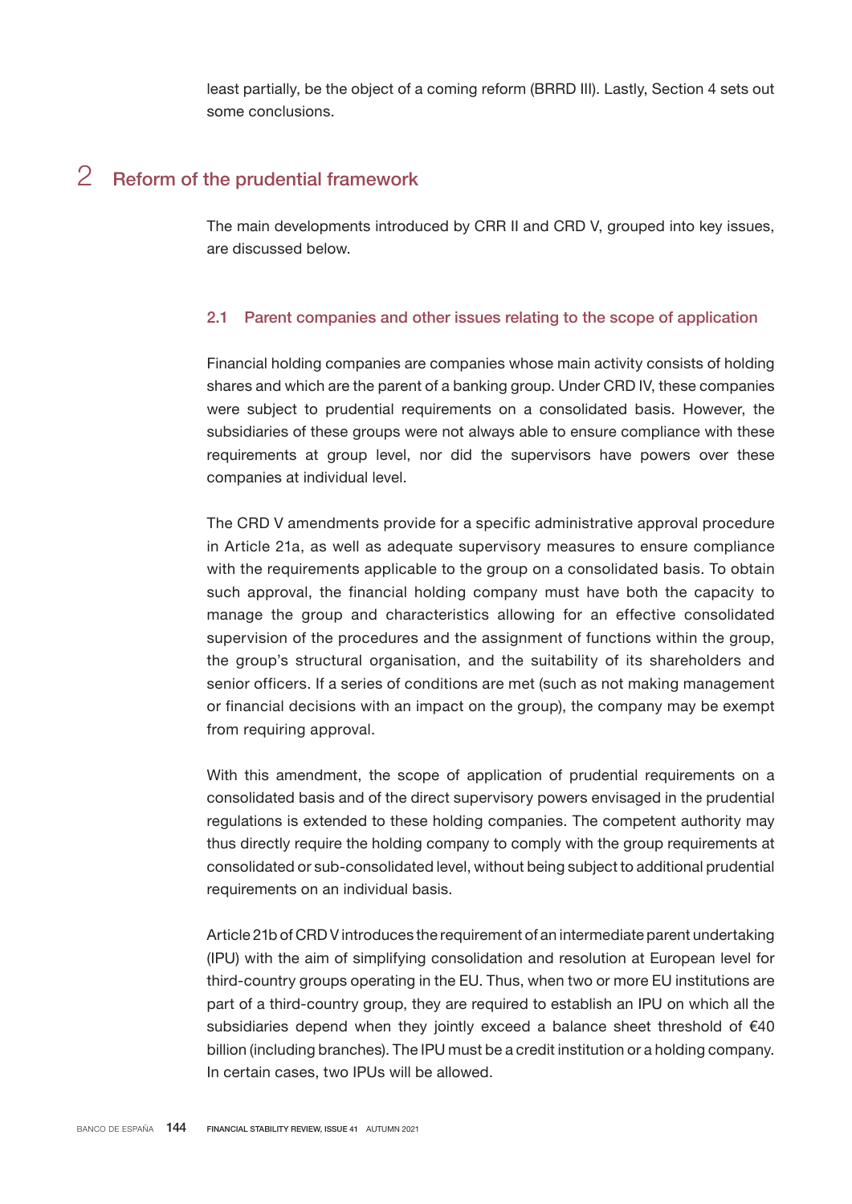least partially, be the object of a coming reform (BRRD III). Lastly, Section 4 sets out some conclusions.

## 2 Reform of the prudential framework

The main developments introduced by CRR II and CRD V, grouped into key issues, are discussed below.

### 2.1 Parent companies and other issues relating to the scope of application

Financial holding companies are companies whose main activity consists of holding shares and which are the parent of a banking group. Under CRD IV, these companies were subject to prudential requirements on a consolidated basis. However, the subsidiaries of these groups were not always able to ensure compliance with these requirements at group level, nor did the supervisors have powers over these companies at individual level.

The CRD V amendments provide for a specific administrative approval procedure in Article 21a, as well as adequate supervisory measures to ensure compliance with the requirements applicable to the group on a consolidated basis. To obtain such approval, the financial holding company must have both the capacity to manage the group and characteristics allowing for an effective consolidated supervision of the procedures and the assignment of functions within the group, the group's structural organisation, and the suitability of its shareholders and senior officers. If a series of conditions are met (such as not making management or financial decisions with an impact on the group), the company may be exempt from requiring approval.

With this amendment, the scope of application of prudential requirements on a consolidated basis and of the direct supervisory powers envisaged in the prudential regulations is extended to these holding companies. The competent authority may thus directly require the holding company to comply with the group requirements at consolidated or sub-consolidated level, without being subject to additional prudential requirements on an individual basis.

Article 21b of CRD V introduces the requirement of an intermediate parent undertaking (IPU) with the aim of simplifying consolidation and resolution at European level for third-country groups operating in the EU. Thus, when two or more EU institutions are part of a third-country group, they are required to establish an IPU on which all the subsidiaries depend when they jointly exceed a balance sheet threshold of €40 billion (including branches). The IPU must be a credit institution or a holding company. In certain cases, two IPUs will be allowed.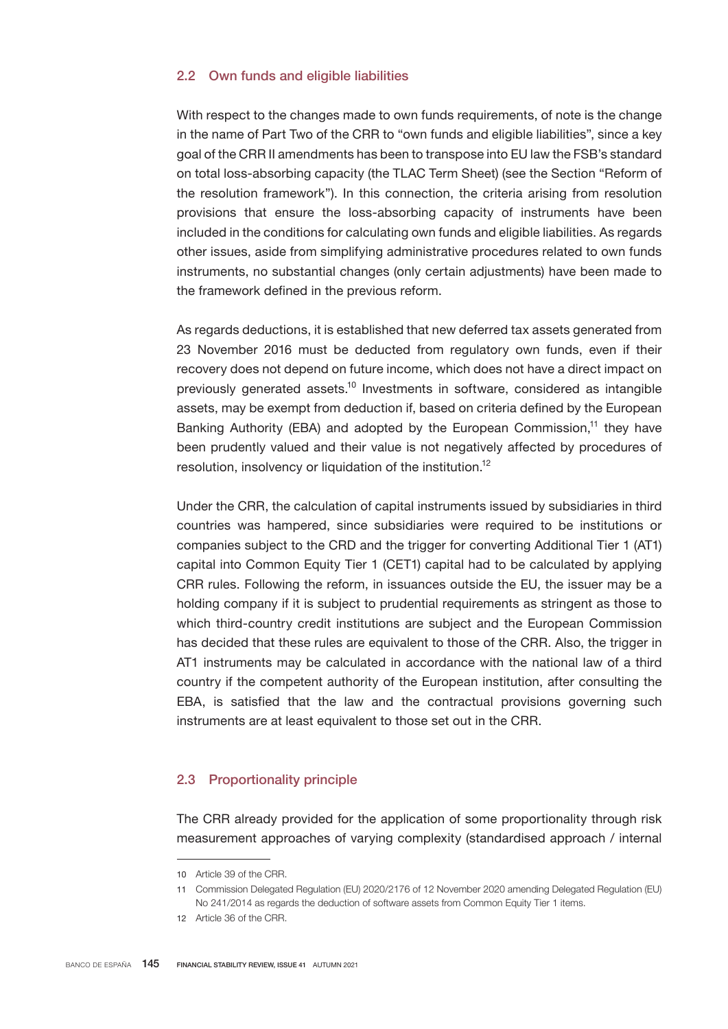### 2.2 Own funds and eligible liabilities

With respect to the changes made to own funds requirements, of note is the change in the name of Part Two of the CRR to "own funds and eligible liabilities", since a key goal of the CRR II amendments has been to transpose into EU law the FSB's standard on total loss-absorbing capacity (the TLAC Term Sheet) (see the Section "Reform of the resolution framework"). In this connection, the criteria arising from resolution provisions that ensure the loss-absorbing capacity of instruments have been included in the conditions for calculating own funds and eligible liabilities. As regards other issues, aside from simplifying administrative procedures related to own funds instruments, no substantial changes (only certain adjustments) have been made to the framework defined in the previous reform.

As regards deductions, it is established that new deferred tax assets generated from 23 November 2016 must be deducted from regulatory own funds, even if their recovery does not depend on future income, which does not have a direct impact on previously generated assets.[10] Investments in software, considered as intangible assets, may be exempt from deduction if, based on criteria defined by the European Banking Authority (EBA) and adopted by the European Commission,[11] they have been prudently valued and their value is not negatively affected by procedures of resolution, insolvency or liquidation of the institution.[12]

Under the CRR, the calculation of capital instruments issued by subsidiaries in third countries was hampered, since subsidiaries were required to be institutions or companies subject to the CRD and the trigger for converting Additional Tier 1 (AT1) capital into Common Equity Tier 1 (CET1) capital had to be calculated by applying CRR rules. Following the reform, in issuances outside the EU, the issuer may be a holding company if it is subject to prudential requirements as stringent as those to which third-country credit institutions are subject and the European Commission has decided that these rules are equivalent to those of the CRR. Also, the trigger in AT1 instruments may be calculated in accordance with the national law of a third country if the competent authority of the European institution, after consulting the EBA, is satisfied that the law and the contractual provisions governing such instruments are at least equivalent to those set out in the CRR.

### 2.3 Proportionality principle

The CRR already provided for the application of some proportionality through risk measurement approaches of varying complexity (standardised approach / internal

---

10 Article 39 of the CRR.

11 Commission Delegated Regulation (EU) 2020/2176 of 12 November 2020 amending Delegated Regulation (EU) No 241/2014 as regards the deduction of software assets from Common Equity Tier 1 items.

12 Article 36 of the CRR.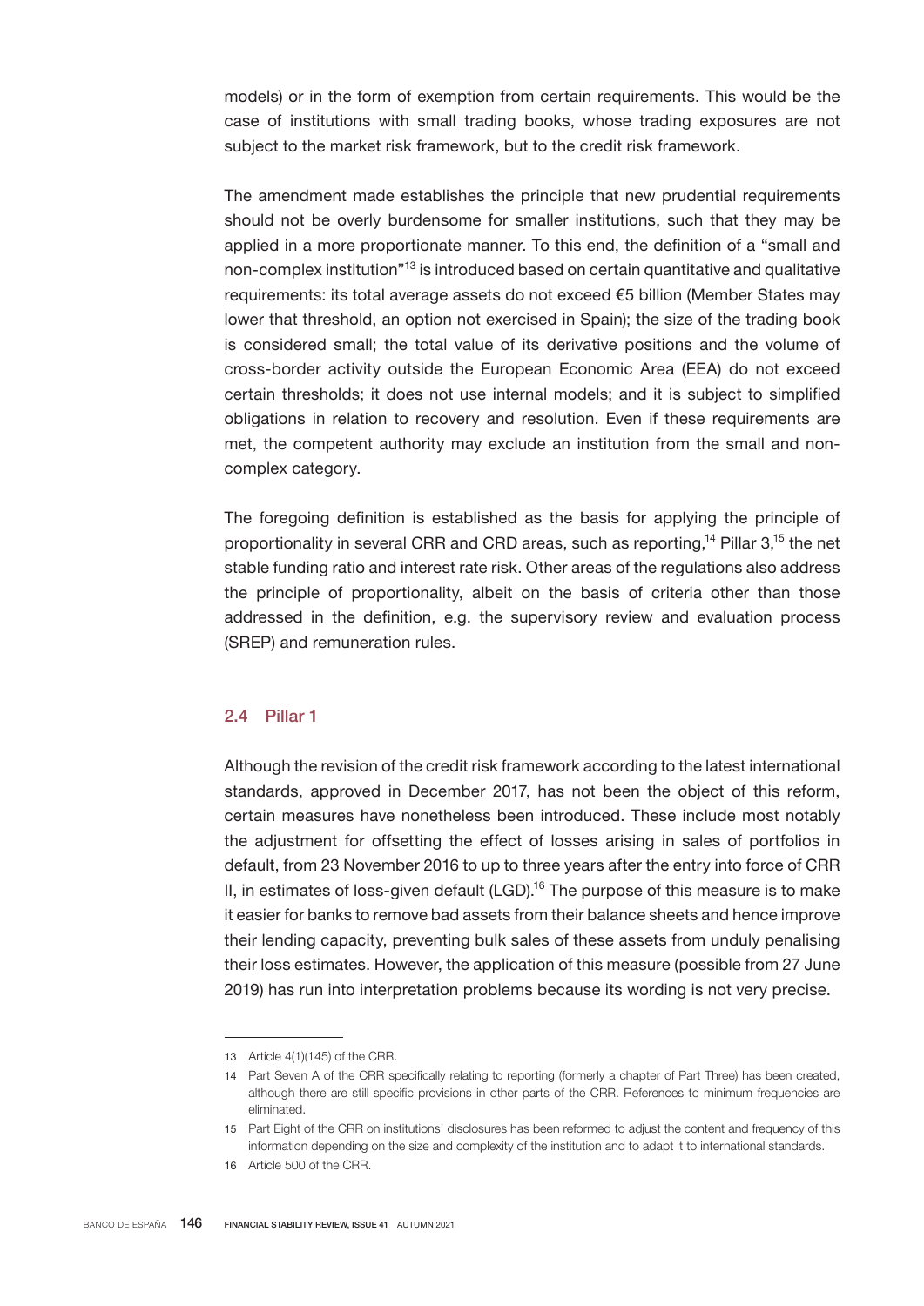models) or in the form of exemption from certain requirements. This would be the case of institutions with small trading books, whose trading exposures are not subject to the market risk framework, but to the credit risk framework.

The amendment made establishes the principle that new prudential requirements should not be overly burdensome for smaller institutions, such that they may be applied in a more proportionate manner. To this end, the definition of a "small and non-complex institution"[13] is introduced based on certain quantitative and qualitative requirements: its total average assets do not exceed €5 billion (Member States may lower that threshold, an option not exercised in Spain); the size of the trading book is considered small; the total value of its derivative positions and the volume of cross-border activity outside the European Economic Area (EEA) do not exceed certain thresholds; it does not use internal models; and it is subject to simplified obligations in relation to recovery and resolution. Even if these requirements are met, the competent authority may exclude an institution from the small and non-complex category.

The foregoing definition is established as the basis for applying the principle of proportionality in several CRR and CRD areas, such as reporting,[14] Pillar 3,[15] the net stable funding ratio and interest rate risk. Other areas of the regulations also address the principle of proportionality, albeit on the basis of criteria other than those addressed in the definition, e.g. the supervisory review and evaluation process (SREP) and remuneration rules.

### 2.4 Pillar 1

Although the revision of the credit risk framework according to the latest international standards, approved in December 2017, has not been the object of this reform, certain measures have nonetheless been introduced. These include most notably the adjustment for offsetting the effect of losses arising in sales of portfolios in default, from 23 November 2016 to up to three years after the entry into force of CRR II, in estimates of loss-given default (LGD).[16] The purpose of this measure is to make it easier for banks to remove bad assets from their balance sheets and hence improve their lending capacity, preventing bulk sales of these assets from unduly penalising their loss estimates. However, the application of this measure (possible from 27 June 2019) has run into interpretation problems because its wording is not very precise.

---

13 Article 4(1)(145) of the CRR.

14 Part Seven A of the CRR specifically relating to reporting (formerly a chapter of Part Three) has been created, although there are still specific provisions in other parts of the CRR. References to minimum frequencies are eliminated.

15 Part Eight of the CRR on institutions' disclosures has been reformed to adjust the content and frequency of this information depending on the size and complexity of the institution and to adapt it to international standards.

16 Article 500 of the CRR.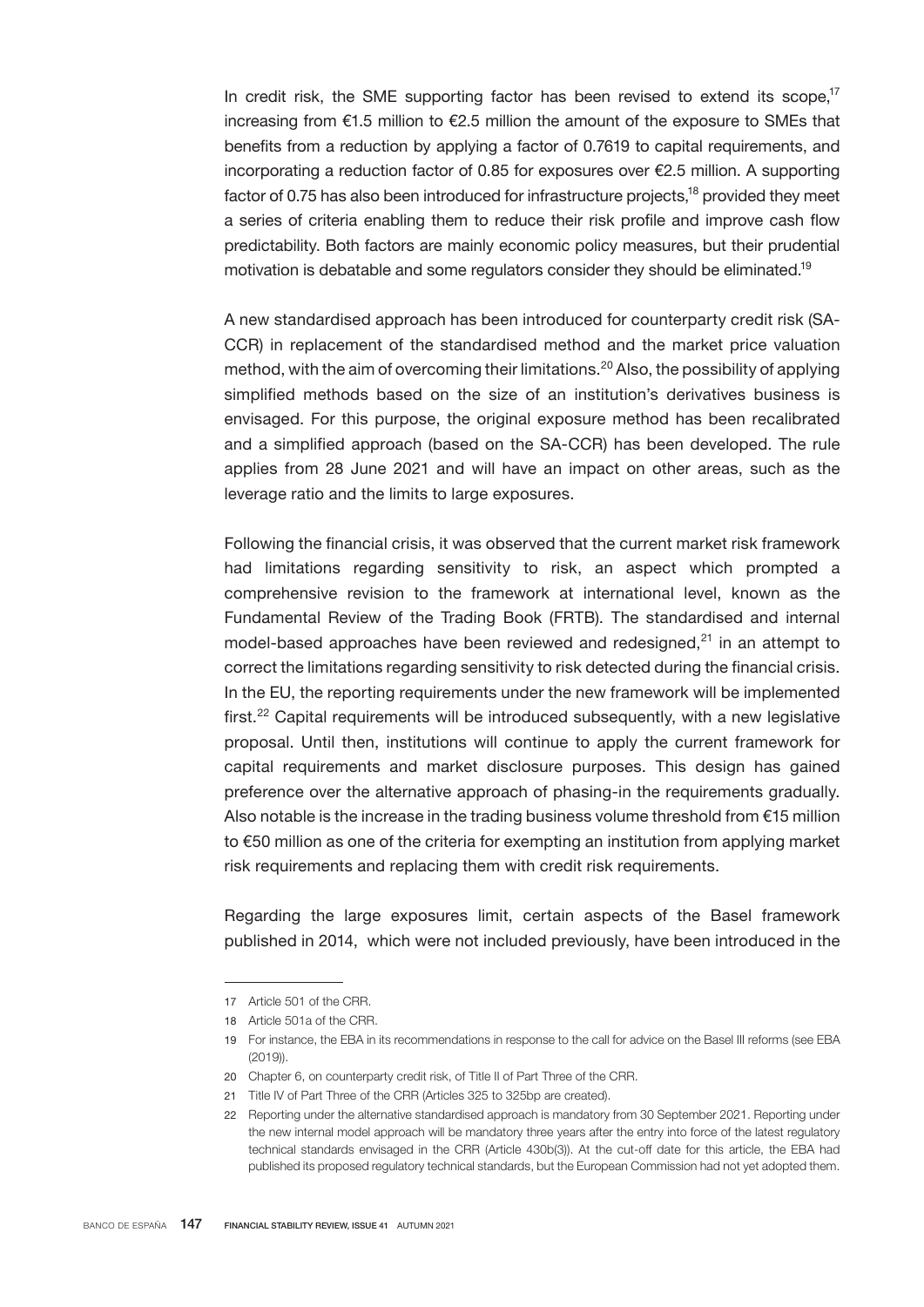In credit risk, the SME supporting factor has been revised to extend its scope,[17] increasing from €1.5 million to €2.5 million the amount of the exposure to SMEs that benefits from a reduction by applying a factor of 0.7619 to capital requirements, and incorporating a reduction factor of 0.85 for exposures over €2.5 million. A supporting factor of 0.75 has also been introduced for infrastructure projects,[18] provided they meet a series of criteria enabling them to reduce their risk profile and improve cash flow predictability. Both factors are mainly economic policy measures, but their prudential motivation is debatable and some regulators consider they should be eliminated.[19]

A new standardised approach has been introduced for counterparty credit risk (SA-CCR) in replacement of the standardised method and the market price valuation method, with the aim of overcoming their limitations.[20] Also, the possibility of applying simplified methods based on the size of an institution's derivatives business is envisaged. For this purpose, the original exposure method has been recalibrated and a simplified approach (based on the SA-CCR) has been developed. The rule applies from 28 June 2021 and will have an impact on other areas, such as the leverage ratio and the limits to large exposures.

Following the financial crisis, it was observed that the current market risk framework had limitations regarding sensitivity to risk, an aspect which prompted a comprehensive revision to the framework at international level, known as the Fundamental Review of the Trading Book (FRTB). The standardised and internal model-based approaches have been reviewed and redesigned,[21] in an attempt to correct the limitations regarding sensitivity to risk detected during the financial crisis. In the EU, the reporting requirements under the new framework will be implemented first.[22] Capital requirements will be introduced subsequently, with a new legislative proposal. Until then, institutions will continue to apply the current framework for capital requirements and market disclosure purposes. This design has gained preference over the alternative approach of phasing-in the requirements gradually. Also notable is the increase in the trading business volume threshold from €15 million to €50 million as one of the criteria for exempting an institution from applying market risk requirements and replacing them with credit risk requirements.

Regarding the large exposures limit, certain aspects of the Basel framework published in 2014, which were not included previously, have been introduced in the

---

17 Article 501 of the CRR.

18 Article 501a of the CRR.

19 For instance, the EBA in its recommendations in response to the call for advice on the Basel III reforms (see EBA (2019)).

20 Chapter 6, on counterparty credit risk, of Title II of Part Three of the CRR.

21 Title IV of Part Three of the CRR (Articles 325 to 325bp are created).

22 Reporting under the alternative standardised approach is mandatory from 30 September 2021. Reporting under the new internal model approach will be mandatory three years after the entry into force of the latest regulatory technical standards envisaged in the CRR (Article 430b(3)). At the cut-off date for this article, the EBA had published its proposed regulatory technical standards, but the European Commission had not yet adopted them.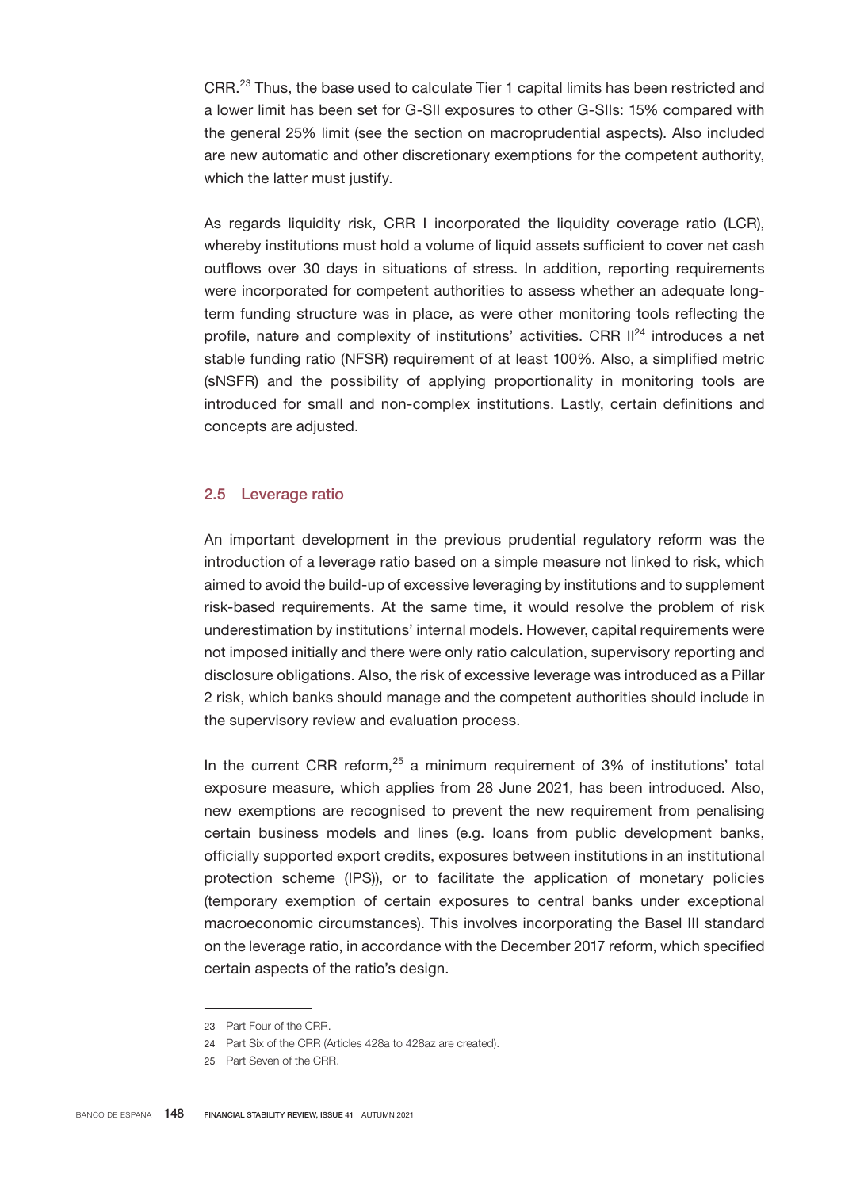CRR.[23] Thus, the base used to calculate Tier 1 capital limits has been restricted and a lower limit has been set for G-SII exposures to other G-SIIs: 15% compared with the general 25% limit (see the section on macroprudential aspects). Also included are new automatic and other discretionary exemptions for the competent authority, which the latter must justify.

As regards liquidity risk, CRR I incorporated the liquidity coverage ratio (LCR), whereby institutions must hold a volume of liquid assets sufficient to cover net cash outflows over 30 days in situations of stress. In addition, reporting requirements were incorporated for competent authorities to assess whether an adequate long-term funding structure was in place, as were other monitoring tools reflecting the profile, nature and complexity of institutions' activities. CRR II[24] introduces a net stable funding ratio (NFSR) requirement of at least 100%. Also, a simplified metric (sNSFR) and the possibility of applying proportionality in monitoring tools are introduced for small and non-complex institutions. Lastly, certain definitions and concepts are adjusted.

### 2.5 Leverage ratio

An important development in the previous prudential regulatory reform was the introduction of a leverage ratio based on a simple measure not linked to risk, which aimed to avoid the build-up of excessive leveraging by institutions and to supplement risk-based requirements. At the same time, it would resolve the problem of risk underestimation by institutions' internal models. However, capital requirements were not imposed initially and there were only ratio calculation, supervisory reporting and disclosure obligations. Also, the risk of excessive leverage was introduced as a Pillar 2 risk, which banks should manage and the competent authorities should include in the supervisory review and evaluation process.

In the current CRR reform,[25] a minimum requirement of 3% of institutions' total exposure measure, which applies from 28 June 2021, has been introduced. Also, new exemptions are recognised to prevent the new requirement from penalising certain business models and lines (e.g. loans from public development banks, officially supported export credits, exposures between institutions in an institutional protection scheme (IPS)), or to facilitate the application of monetary policies (temporary exemption of certain exposures to central banks under exceptional macroeconomic circumstances). This involves incorporating the Basel III standard on the leverage ratio, in accordance with the December 2017 reform, which specified certain aspects of the ratio's design.

---

23 Part Four of the CRR.

24 Part Six of the CRR (Articles 428a to 428az are created).

25 Part Seven of the CRR.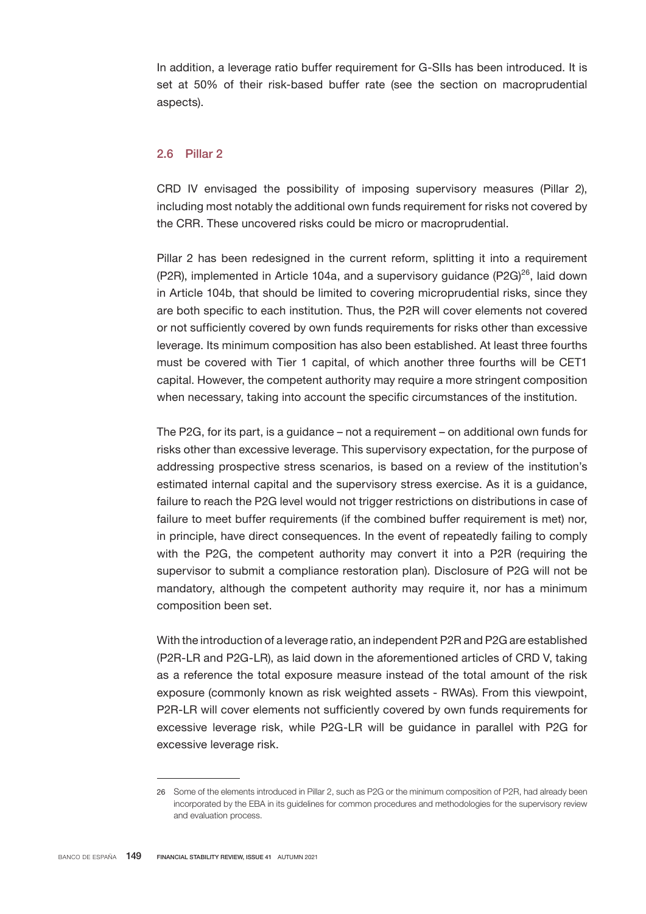In addition, a leverage ratio buffer requirement for G-SIIs has been introduced. It is set at 50% of their risk-based buffer rate (see the section on macroprudential aspects).

## 2.6 Pillar 2

CRD IV envisaged the possibility of imposing supervisory measures (Pillar 2), including most notably the additional own funds requirement for risks not covered by the CRR. These uncovered risks could be micro or macroprudential.

Pillar 2 has been redesigned in the current reform, splitting it into a requirement (P2R), implemented in Article 104a, and a supervisory guidance (P2G)[26], laid down in Article 104b, that should be limited to covering microprudential risks, since they are both specific to each institution. Thus, the P2R will cover elements not covered or not sufficiently covered by own funds requirements for risks other than excessive leverage. Its minimum composition has also been established. At least three fourths must be covered with Tier 1 capital, of which another three fourths will be CET1 capital. However, the competent authority may require a more stringent composition when necessary, taking into account the specific circumstances of the institution.

The P2G, for its part, is a guidance – not a requirement – on additional own funds for risks other than excessive leverage. This supervisory expectation, for the purpose of addressing prospective stress scenarios, is based on a review of the institution's estimated internal capital and the supervisory stress exercise. As it is a guidance, failure to reach the P2G level would not trigger restrictions on distributions in case of failure to meet buffer requirements (if the combined buffer requirement is met) nor, in principle, have direct consequences. In the event of repeatedly failing to comply with the P2G, the competent authority may convert it into a P2R (requiring the supervisor to submit a compliance restoration plan). Disclosure of P2G will not be mandatory, although the competent authority may require it, nor has a minimum composition been set.

With the introduction of a leverage ratio, an independent P2R and P2G are established (P2R-LR and P2G-LR), as laid down in the aforementioned articles of CRD V, taking as a reference the total exposure measure instead of the total amount of the risk exposure (commonly known as risk weighted assets - RWAs). From this viewpoint, P2R-LR will cover elements not sufficiently covered by own funds requirements for excessive leverage risk, while P2G-LR will be guidance in parallel with P2G for excessive leverage risk.

26 Some of the elements introduced in Pillar 2, such as P2G or the minimum composition of P2R, had already been incorporated by the EBA in its guidelines for common procedures and methodologies for the supervisory review and evaluation process.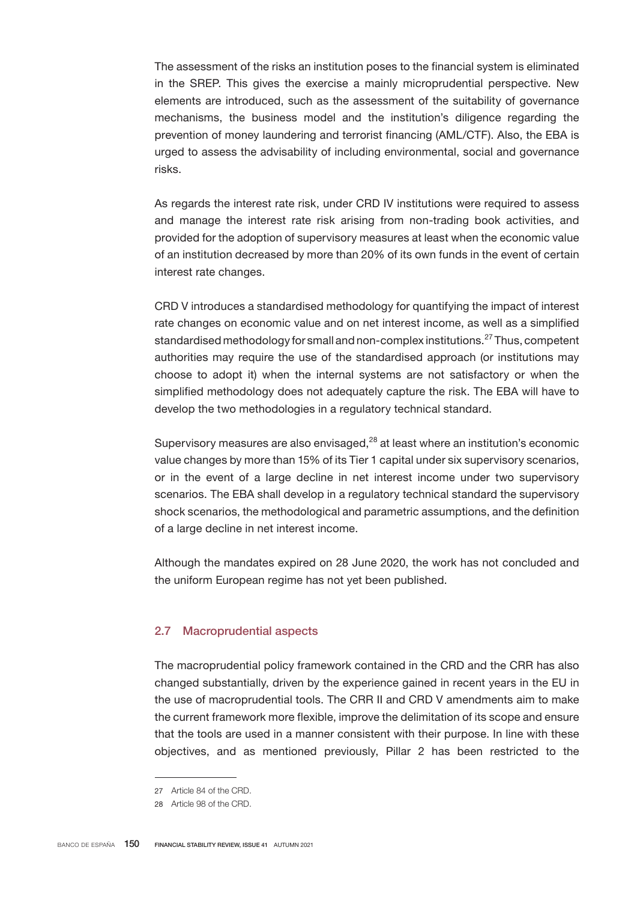The assessment of the risks an institution poses to the financial system is eliminated in the SREP. This gives the exercise a mainly microprudential perspective. New elements are introduced, such as the assessment of the suitability of governance mechanisms, the business model and the institution's diligence regarding the prevention of money laundering and terrorist financing (AML/CTF). Also, the EBA is urged to assess the advisability of including environmental, social and governance risks.

As regards the interest rate risk, under CRD IV institutions were required to assess and manage the interest rate risk arising from non-trading book activities, and provided for the adoption of supervisory measures at least when the economic value of an institution decreased by more than 20% of its own funds in the event of certain interest rate changes.

CRD V introduces a standardised methodology for quantifying the impact of interest rate changes on economic value and on net interest income, as well as a simplified standardised methodology for small and non-complex institutions.[27] Thus, competent authorities may require the use of the standardised approach (or institutions may choose to adopt it) when the internal systems are not satisfactory or when the simplified methodology does not adequately capture the risk. The EBA will have to develop the two methodologies in a regulatory technical standard.

Supervisory measures are also envisaged,[28] at least where an institution's economic value changes by more than 15% of its Tier 1 capital under six supervisory scenarios, or in the event of a large decline in net interest income under two supervisory scenarios. The EBA shall develop in a regulatory technical standard the supervisory shock scenarios, the methodological and parametric assumptions, and the definition of a large decline in net interest income.

Although the mandates expired on 28 June 2020, the work has not concluded and the uniform European regime has not yet been published.

## 2.7 Macroprudential aspects

The macroprudential policy framework contained in the CRD and the CRR has also changed substantially, driven by the experience gained in recent years in the EU in the use of macroprudential tools. The CRR II and CRD V amendments aim to make the current framework more flexible, improve the delimitation of its scope and ensure that the tools are used in a manner consistent with their purpose. In line with these objectives, and as mentioned previously, Pillar 2 has been restricted to the

27 Article 84 of the CRD.

28 Article 98 of the CRD.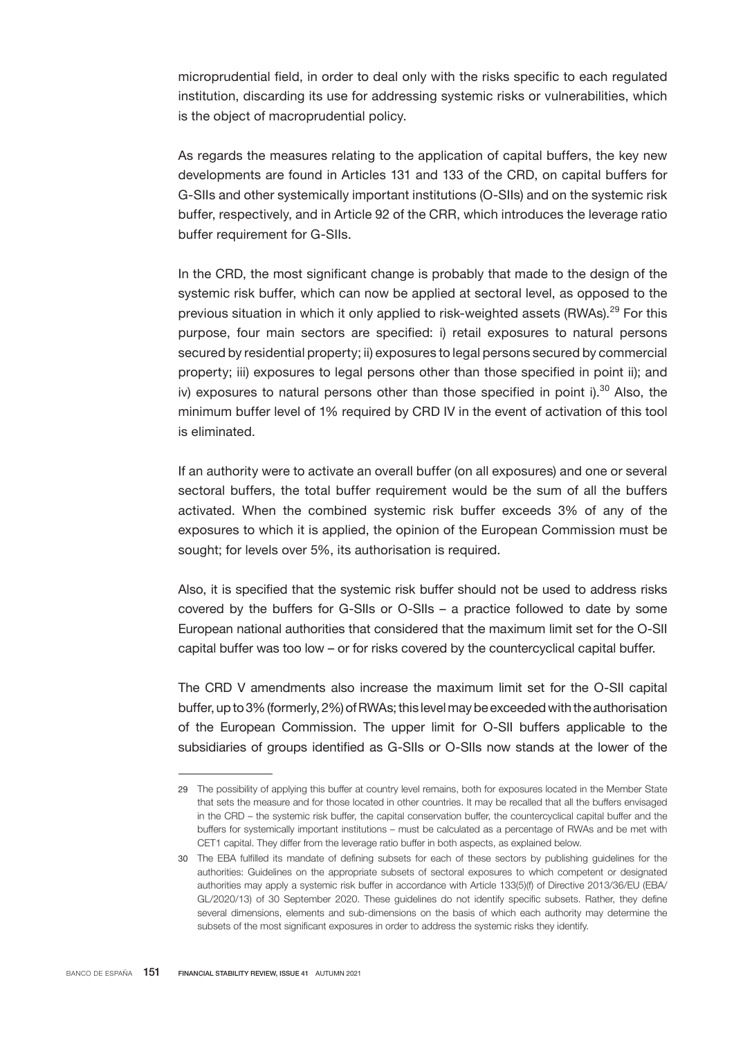microprudential field, in order to deal only with the risks specific to each regulated institution, discarding its use for addressing systemic risks or vulnerabilities, which is the object of macroprudential policy.

As regards the measures relating to the application of capital buffers, the key new developments are found in Articles 131 and 133 of the CRD, on capital buffers for G-SIIs and other systemically important institutions (O-SIIs) and on the systemic risk buffer, respectively, and in Article 92 of the CRR, which introduces the leverage ratio buffer requirement for G-SIIs.

In the CRD, the most significant change is probably that made to the design of the systemic risk buffer, which can now be applied at sectoral level, as opposed to the previous situation in which it only applied to risk-weighted assets (RWAs).[29] For this purpose, four main sectors are specified: i) retail exposures to natural persons secured by residential property; ii) exposures to legal persons secured by commercial property; iii) exposures to legal persons other than those specified in point ii); and iv) exposures to natural persons other than those specified in point i).[30] Also, the minimum buffer level of 1% required by CRD IV in the event of activation of this tool is eliminated.

If an authority were to activate an overall buffer (on all exposures) and one or several sectoral buffers, the total buffer requirement would be the sum of all the buffers activated. When the combined systemic risk buffer exceeds 3% of any of the exposures to which it is applied, the opinion of the European Commission must be sought; for levels over 5%, its authorisation is required.

Also, it is specified that the systemic risk buffer should not be used to address risks covered by the buffers for G-SIIs or O-SIIs – a practice followed to date by some European national authorities that considered that the maximum limit set for the O-SII capital buffer was too low – or for risks covered by the countercyclical capital buffer.

The CRD V amendments also increase the maximum limit set for the O-SII capital buffer, up to 3% (formerly, 2%) of RWAs; this level may be exceeded with the authorisation of the European Commission. The upper limit for O-SII buffers applicable to the subsidiaries of groups identified as G-SIIs or O-SIIs now stands at the lower of the

29 The possibility of applying this buffer at country level remains, both for exposures located in the Member State that sets the measure and for those located in other countries. It may be recalled that all the buffers envisaged in the CRD – the systemic risk buffer, the capital conservation buffer, the countercyclical capital buffer and the buffers for systemically important institutions – must be calculated as a percentage of RWAs and be met with CET1 capital. They differ from the leverage ratio buffer in both aspects, as explained below.

30 The EBA fulfilled its mandate of defining subsets for each of these sectors by publishing guidelines for the authorities: Guidelines on the appropriate subsets of sectoral exposures to which competent or designated authorities may apply a systemic risk buffer in accordance with Article 133(5)(f) of Directive 2013/36/EU (EBA/GL/2020/13) of 30 September 2020. These guidelines do not identify specific subsets. Rather, they define several dimensions, elements and sub-dimensions on the basis of which each authority may determine the subsets of the most significant exposures in order to address the systemic risks they identify.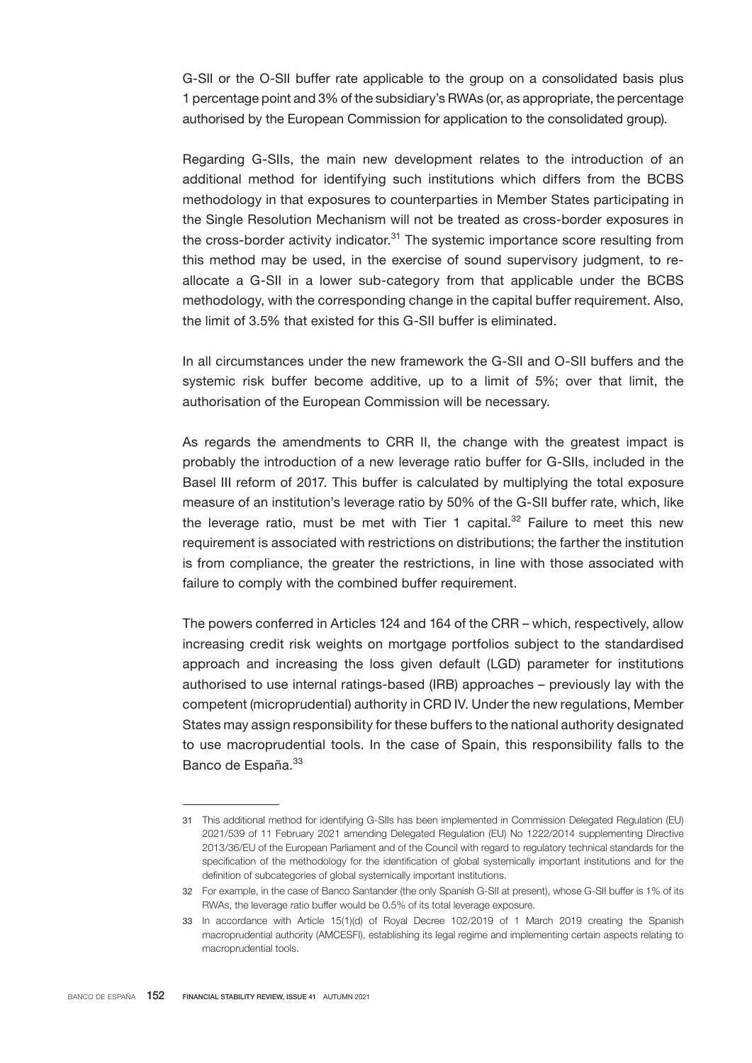G-SII or the O-SII buffer rate applicable to the group on a consolidated basis plus 1 percentage point and 3% of the subsidiary's RWAs (or, as appropriate, the percentage authorised by the European Commission for application to the consolidated group).

Regarding G-SIIs, the main new development relates to the introduction of an additional method for identifying such institutions which differs from the BCBS methodology in that exposures to counterparties in Member States participating in the Single Resolution Mechanism will not be treated as cross-border exposures in the cross-border activity indicator.[31] The systemic importance score resulting from this method may be used, in the exercise of sound supervisory judgment, to re-allocate a G-SII in a lower sub-category from that applicable under the BCBS methodology, with the corresponding change in the capital buffer requirement. Also, the limit of 3.5% that existed for this G-SII buffer is eliminated.

In all circumstances under the new framework the G-SII and O-SII buffers and the systemic risk buffer become additive, up to a limit of 5%; over that limit, the authorisation of the European Commission will be necessary.

As regards the amendments to CRR II, the change with the greatest impact is probably the introduction of a new leverage ratio buffer for G-SIIs, included in the Basel III reform of 2017. This buffer is calculated by multiplying the total exposure measure of an institution's leverage ratio by 50% of the G-SII buffer rate, which, like the leverage ratio, must be met with Tier 1 capital.[32] Failure to meet this new requirement is associated with restrictions on distributions; the farther the institution is from compliance, the greater the restrictions, in line with those associated with failure to comply with the combined buffer requirement.

The powers conferred in Articles 124 and 164 of the CRR – which, respectively, allow increasing credit risk weights on mortgage portfolios subject to the standardised approach and increasing the loss given default (LGD) parameter for institutions authorised to use internal ratings-based (IRB) approaches – previously lay with the competent (microprudential) authority in CRD IV. Under the new regulations, Member States may assign responsibility for these buffers to the national authority designated to use macroprudential tools. In the case of Spain, this responsibility falls to the Banco de España.[33]

---

31 This additional method for identifying G-SIIs has been implemented in Commission Delegated Regulation (EU) 2021/539 of 11 February 2021 amending Delegated Regulation (EU) No 1222/2014 supplementing Directive 2013/36/EU of the European Parliament and of the Council with regard to regulatory technical standards for the specification of the methodology for the identification of global systemically important institutions and for the definition of subcategories of global systemically important institutions.

32 For example, in the case of Banco Santander (the only Spanish G-SII at present), whose G-SII buffer is 1% of its RWAs, the leverage ratio buffer would be 0.5% of its total leverage exposure.

33 In accordance with Article 15(1)(d) of Royal Decree 102/2019 of 1 March 2019 creating the Spanish macroprudential authority (AMCESFI), establishing its legal regime and implementing certain aspects relating to macroprudential tools.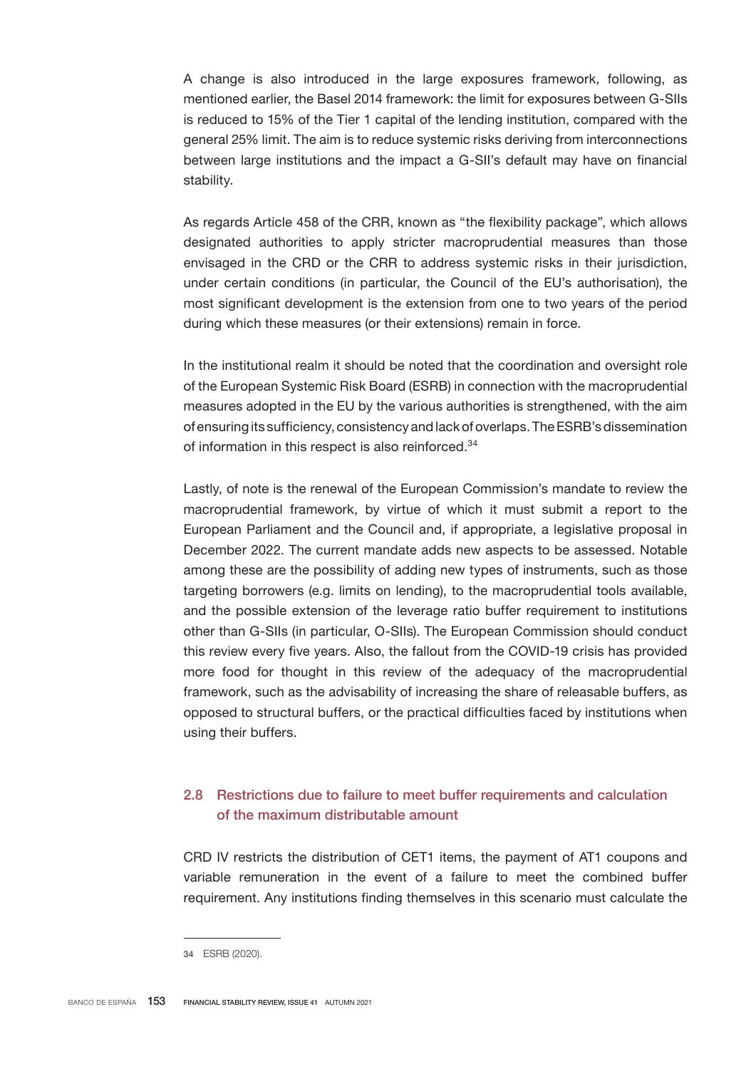A change is also introduced in the large exposures framework, following, as mentioned earlier, the Basel 2014 framework: the limit for exposures between G-SIIs is reduced to 15% of the Tier 1 capital of the lending institution, compared with the general 25% limit. The aim is to reduce systemic risks deriving from interconnections between large institutions and the impact a G-SII's default may have on financial stability.

As regards Article 458 of the CRR, known as "the flexibility package", which allows designated authorities to apply stricter macroprudential measures than those envisaged in the CRD or the CRR to address systemic risks in their jurisdiction, under certain conditions (in particular, the Council of the EU's authorisation), the most significant development is the extension from one to two years of the period during which these measures (or their extensions) remain in force.

In the institutional realm it should be noted that the coordination and oversight role of the European Systemic Risk Board (ESRB) in connection with the macroprudential measures adopted in the EU by the various authorities is strengthened, with the aim of ensuring its sufficiency, consistency and lack of overlaps. The ESRB's dissemination of information in this respect is also reinforced.[34]

Lastly, of note is the renewal of the European Commission's mandate to review the macroprudential framework, by virtue of which it must submit a report to the European Parliament and the Council and, if appropriate, a legislative proposal in December 2022. The current mandate adds new aspects to be assessed. Notable among these are the possibility of adding new types of instruments, such as those targeting borrowers (e.g. limits on lending), to the macroprudential tools available, and the possible extension of the leverage ratio buffer requirement to institutions other than G-SIIs (in particular, O-SIIs). The European Commission should conduct this review every five years. Also, the fallout from the COVID-19 crisis has provided more food for thought in this review of the adequacy of the macroprudential framework, such as the advisability of increasing the share of releasable buffers, as opposed to structural buffers, or the practical difficulties faced by institutions when using their buffers.

### 2.8 Restrictions due to failure to meet buffer requirements and calculation of the maximum distributable amount

CRD IV restricts the distribution of CET1 items, the payment of AT1 coupons and variable remuneration in the event of a failure to meet the combined buffer requirement. Any institutions finding themselves in this scenario must calculate the

---

34 ESRB (2020).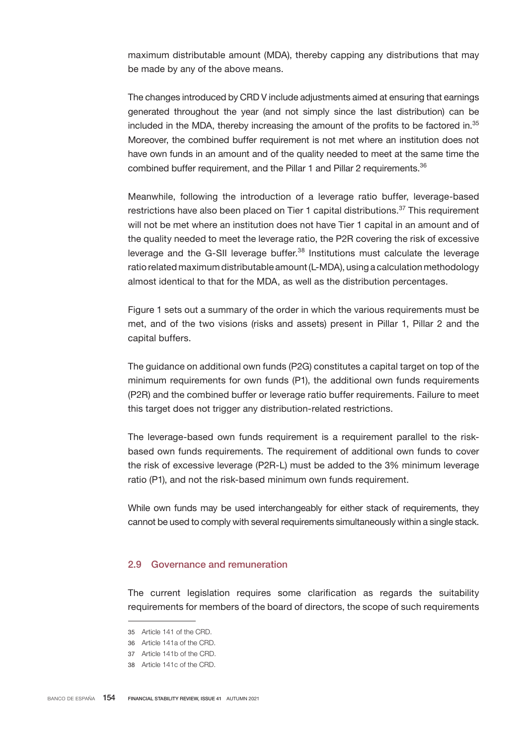maximum distributable amount (MDA), thereby capping any distributions that may be made by any of the above means.

The changes introduced by CRD V include adjustments aimed at ensuring that earnings generated throughout the year (and not simply since the last distribution) can be included in the MDA, thereby increasing the amount of the profits to be factored in.[35] Moreover, the combined buffer requirement is not met where an institution does not have own funds in an amount and of the quality needed to meet at the same time the combined buffer requirement, and the Pillar 1 and Pillar 2 requirements.[36]

Meanwhile, following the introduction of a leverage ratio buffer, leverage-based restrictions have also been placed on Tier 1 capital distributions.[37] This requirement will not be met where an institution does not have Tier 1 capital in an amount and of the quality needed to meet the leverage ratio, the P2R covering the risk of excessive leverage and the G-SII leverage buffer.[38] Institutions must calculate the leverage ratio related maximum distributable amount (L-MDA), using a calculation methodology almost identical to that for the MDA, as well as the distribution percentages.

Figure 1 sets out a summary of the order in which the various requirements must be met, and of the two visions (risks and assets) present in Pillar 1, Pillar 2 and the capital buffers.

The guidance on additional own funds (P2G) constitutes a capital target on top of the minimum requirements for own funds (P1), the additional own funds requirements (P2R) and the combined buffer or leverage ratio buffer requirements. Failure to meet this target does not trigger any distribution-related restrictions.

The leverage-based own funds requirement is a requirement parallel to the risk-based own funds requirements. The requirement of additional own funds to cover the risk of excessive leverage (P2R-L) must be added to the 3% minimum leverage ratio (P1), and not the risk-based minimum own funds requirement.

While own funds may be used interchangeably for either stack of requirements, they cannot be used to comply with several requirements simultaneously within a single stack.

### 2.9 Governance and remuneration

The current legislation requires some clarification as regards the suitability requirements for members of the board of directors, the scope of such requirements

---

35 Article 141 of the CRD.

36 Article 141a of the CRD.

37 Article 141b of the CRD.

38 Article 141c of the CRD.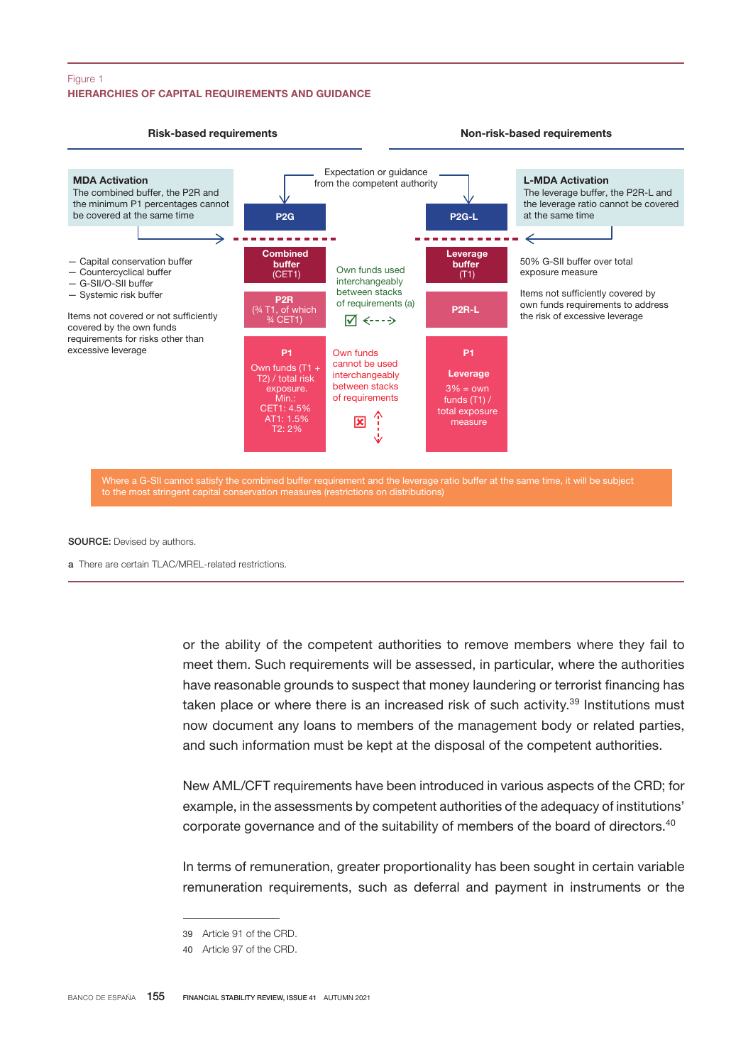Figure 1
**HIERARCHIES OF CAPITAL REQUIREMENTS AND GUIDANCE**

**Risk-based requirements**

**Non-risk-based requirements**

Expectation or guidance from the competent authority

**MDA Activation**
The combined buffer, the P2R and the minimum P1 percentages cannot be covered at the same time

- Capital conservation buffer
- Countercyclical buffer
- G-SII/O-SII buffer
- Systemic risk buffer

Items not covered or not sufficiently covered by the own funds requirements for risks other than excessive leverage

**P2G**

**Combined buffer** (CET1)

**P2R** (¾ T1, of which ¾ CET1)

**P1**
Own funds (T1 + T2) / total risk exposure.
Min.:
CET1: 4.5%
AT1: 1.5%
T2: 2%

Own funds used interchangeably between stacks of requirements (a)

Own funds cannot be used interchangeably between stacks of requirements

**P2G-L**

**Leverage buffer** (T1)

**P2R-L**

**P1**
**Leverage**
3% = own funds (T1) / total exposure measure

**L-MDA Activation**
The leverage buffer, the P2R-L and the leverage ratio cannot be covered at the same time

50% G-SII buffer over total exposure measure

Items not sufficiently covered by own funds requirements to address the risk of excessive leverage

Where a G-SII cannot satisfy the combined buffer requirement and the leverage ratio buffer at the same time, it will be subject to the most stringent capital conservation measures (restrictions on distributions)

**SOURCE:** Devised by authors.

**a** There are certain TLAC/MREL-related restrictions.

or the ability of the competent authorities to remove members where they fail to meet them. Such requirements will be assessed, in particular, where the authorities have reasonable grounds to suspect that money laundering or terrorist financing has taken place or where there is an increased risk of such activity.[39] Institutions must now document any loans to members of the management body or related parties, and such information must be kept at the disposal of the competent authorities.

New AML/CFT requirements have been introduced in various aspects of the CRD; for example, in the assessments by competent authorities of the adequacy of institutions' corporate governance and of the suitability of members of the board of directors.[40]

In terms of remuneration, greater proportionality has been sought in certain variable remuneration requirements, such as deferral and payment in instruments or the

39 Article 91 of the CRD.

40 Article 97 of the CRD.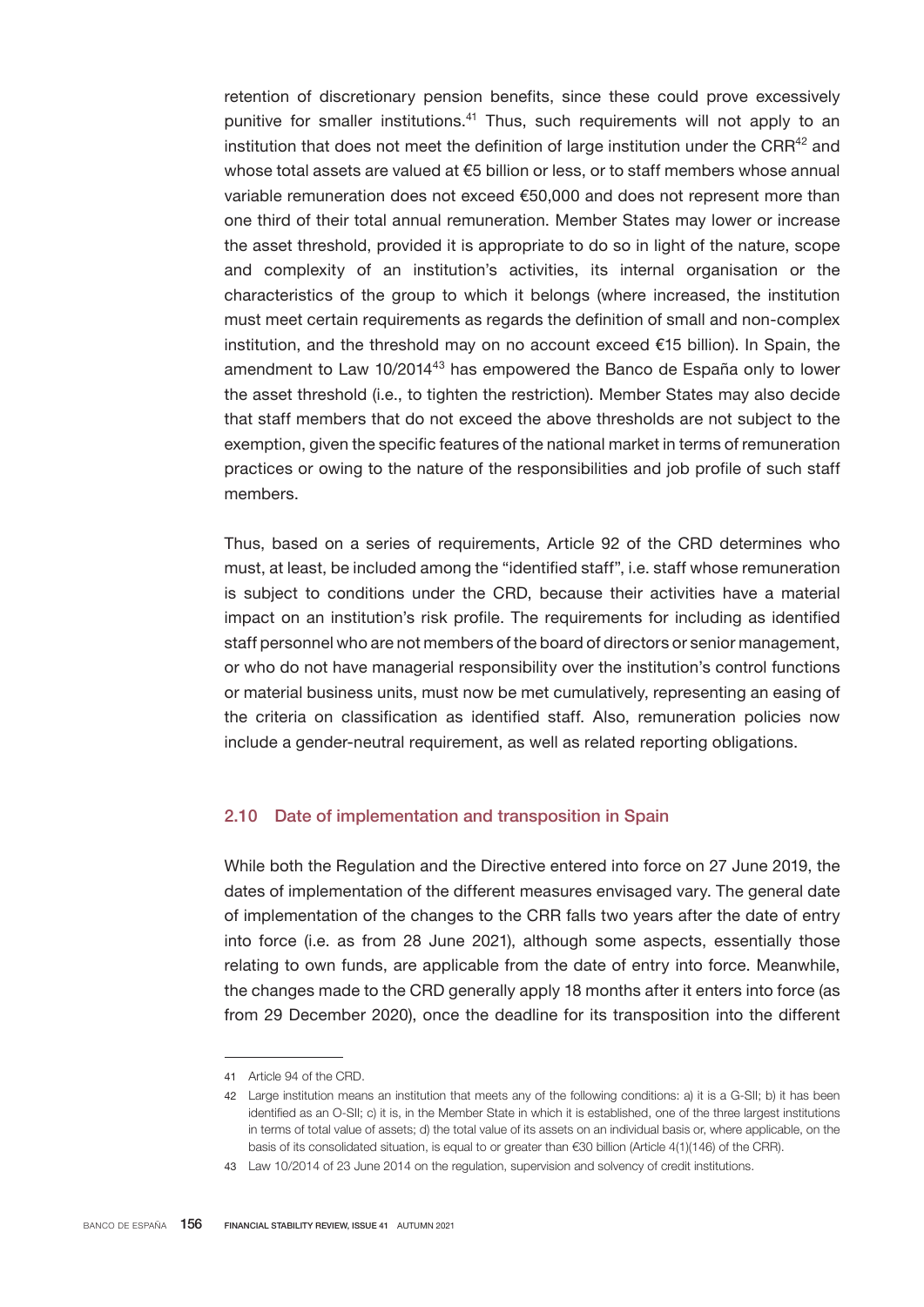retention of discretionary pension benefits, since these could prove excessively punitive for smaller institutions.[41] Thus, such requirements will not apply to an institution that does not meet the definition of large institution under the CRR[42] and whose total assets are valued at €5 billion or less, or to staff members whose annual variable remuneration does not exceed €50,000 and does not represent more than one third of their total annual remuneration. Member States may lower or increase the asset threshold, provided it is appropriate to do so in light of the nature, scope and complexity of an institution's activities, its internal organisation or the characteristics of the group to which it belongs (where increased, the institution must meet certain requirements as regards the definition of small and non-complex institution, and the threshold may on no account exceed €15 billion). In Spain, the amendment to Law 10/2014[43] has empowered the Banco de España only to lower the asset threshold (i.e., to tighten the restriction). Member States may also decide that staff members that do not exceed the above thresholds are not subject to the exemption, given the specific features of the national market in terms of remuneration practices or owing to the nature of the responsibilities and job profile of such staff members.

Thus, based on a series of requirements, Article 92 of the CRD determines who must, at least, be included among the "identified staff", i.e. staff whose remuneration is subject to conditions under the CRD, because their activities have a material impact on an institution's risk profile. The requirements for including as identified staff personnel who are not members of the board of directors or senior management, or who do not have managerial responsibility over the institution's control functions or material business units, must now be met cumulatively, representing an easing of the criteria on classification as identified staff. Also, remuneration policies now include a gender-neutral requirement, as well as related reporting obligations.

### 2.10 Date of implementation and transposition in Spain

While both the Regulation and the Directive entered into force on 27 June 2019, the dates of implementation of the different measures envisaged vary. The general date of implementation of the changes to the CRR falls two years after the date of entry into force (i.e. as from 28 June 2021), although some aspects, essentially those relating to own funds, are applicable from the date of entry into force. Meanwhile, the changes made to the CRD generally apply 18 months after it enters into force (as from 29 December 2020), once the deadline for its transposition into the different

---

41 Article 94 of the CRD.

42 Large institution means an institution that meets any of the following conditions: a) it is a G-SII; b) it has been identified as an O-SII; c) it is, in the Member State in which it is established, one of the three largest institutions in terms of total value of assets; d) the total value of its assets on an individual basis or, where applicable, on the basis of its consolidated situation, is equal to or greater than €30 billion (Article 4(1)(146) of the CRR).

43 Law 10/2014 of 23 June 2014 on the regulation, supervision and solvency of credit institutions.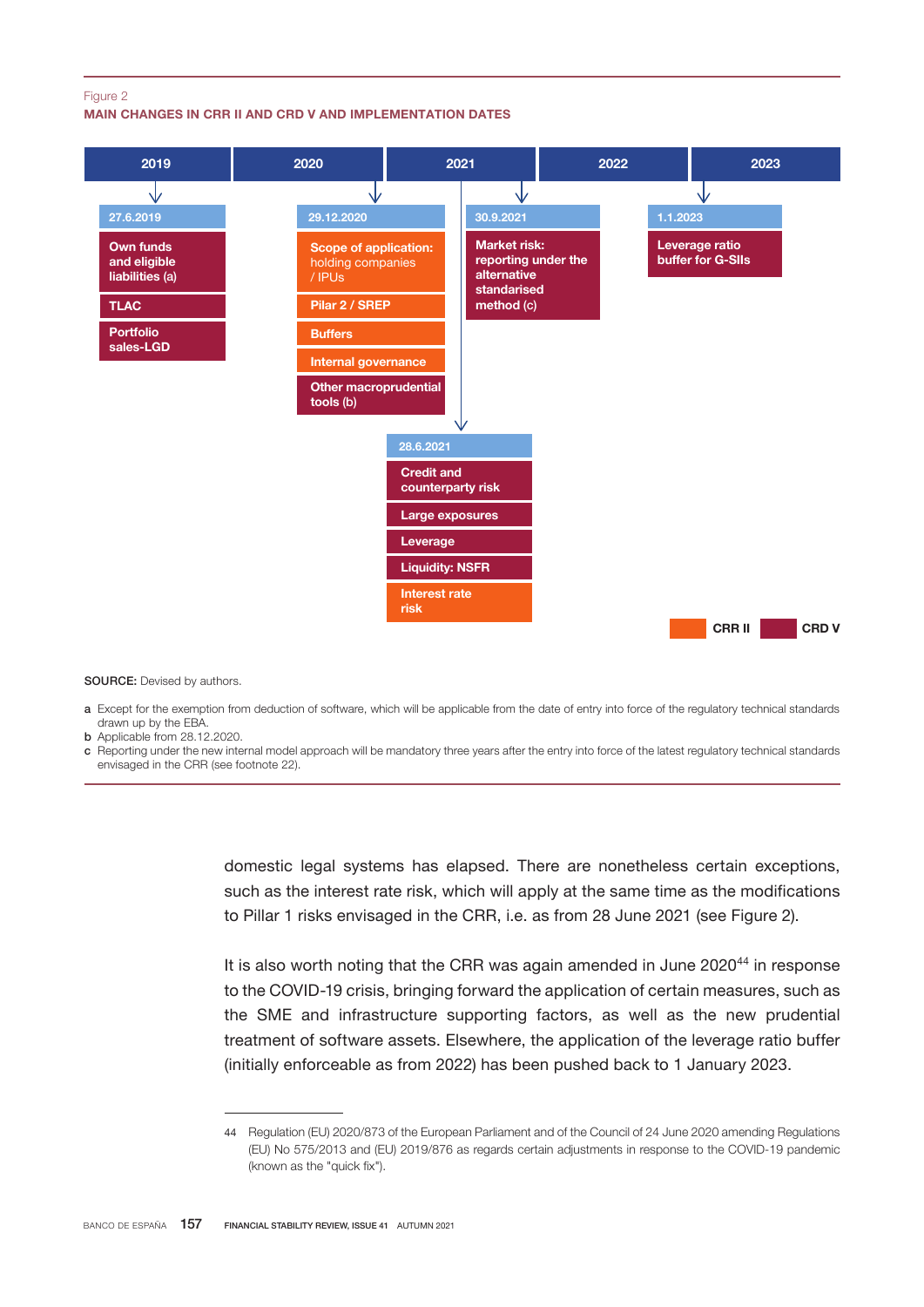Figure 2
**MAIN CHANGES IN CRR II AND CRD V AND IMPLEMENTATION DATES**

| Date | Changes | Regulation |
|---|---|---|
| 27.6.2019 | Own funds and eligible liabilities (a) | CRD V |
| 27.6.2019 | TLAC | CRD V |
| 27.6.2019 | Portfolio sales-LGD | CRD V |
| 29.12.2020 | Scope of application: holding companies / IPUs | CRR II |
| 29.12.2020 | Pilar 2 / SREP | CRR II |
| 29.12.2020 | Buffers | CRR II |
| 29.12.2020 | Internal governance | CRR II |
| 29.12.2020 | Other macroprudential tools (b) | CRD V |
| 28.6.2021 | Credit and counterparty risk | CRD V |
| 28.6.2021 | Large exposures | CRD V |
| 28.6.2021 | Leverage | CRD V |
| 28.6.2021 | Liquidity: NSFR | CRD V |
| 28.6.2021 | Interest rate risk | CRR II |
| 30.9.2021 | Market risk: reporting under the alternative standarised method (c) | CRD V |
| 1.1.2023 | Leverage ratio buffer for G-SIIs | CRD V |

**SOURCE:** Devised by authors.

a Except for the exemption from deduction of software, which will be applicable from the date of entry into force of the regulatory technical standards drawn up by the EBA.
b Applicable from 28.12.2020.
c Reporting under the new internal model approach will be mandatory three years after the entry into force of the latest regulatory technical standards envisaged in the CRR (see footnote 22).

domestic legal systems has elapsed. There are nonetheless certain exceptions, such as the interest rate risk, which will apply at the same time as the modifications to Pillar 1 risks envisaged in the CRR, i.e. as from 28 June 2021 (see Figure 2).

It is also worth noting that the CRR was again amended in June 2020[44] in response to the COVID-19 crisis, bringing forward the application of certain measures, such as the SME and infrastructure supporting factors, as well as the new prudential treatment of software assets. Elsewhere, the application of the leverage ratio buffer (initially enforceable as from 2022) has been pushed back to 1 January 2023.

44 Regulation (EU) 2020/873 of the European Parliament and of the Council of 24 June 2020 amending Regulations (EU) No 575/2013 and (EU) 2019/876 as regards certain adjustments in response to the COVID-19 pandemic (known as the "quick fix").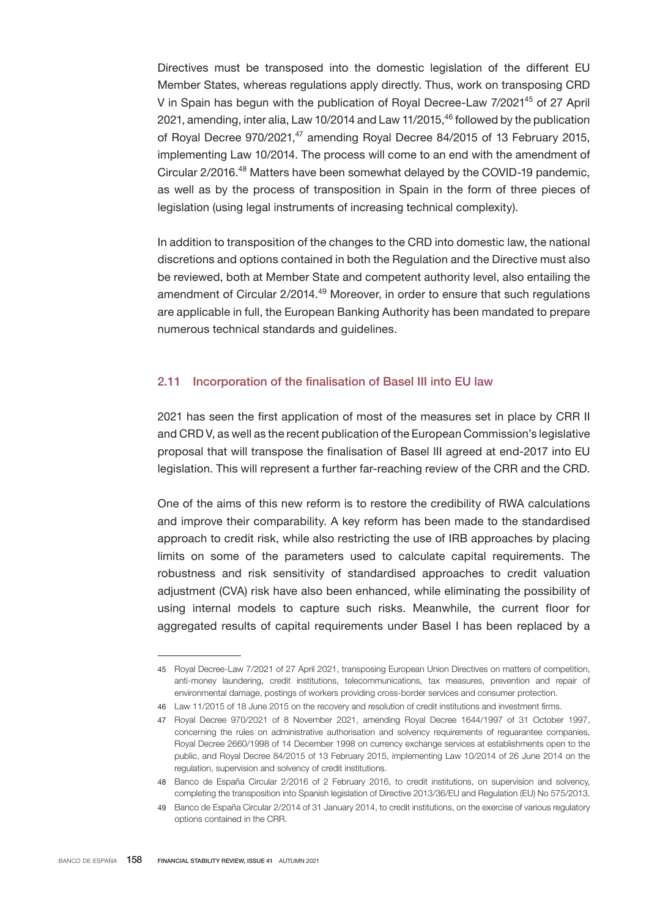Directives must be transposed into the domestic legislation of the different EU Member States, whereas regulations apply directly. Thus, work on transposing CRD V in Spain has begun with the publication of Royal Decree-Law 7/2021[45] of 27 April 2021, amending, inter alia, Law 10/2014 and Law 11/2015,[46] followed by the publication of Royal Decree 970/2021,[47] amending Royal Decree 84/2015 of 13 February 2015, implementing Law 10/2014. The process will come to an end with the amendment of Circular 2/2016.[48] Matters have been somewhat delayed by the COVID-19 pandemic, as well as by the process of transposition in Spain in the form of three pieces of legislation (using legal instruments of increasing technical complexity).

In addition to transposition of the changes to the CRD into domestic law, the national discretions and options contained in both the Regulation and the Directive must also be reviewed, both at Member State and competent authority level, also entailing the amendment of Circular 2/2014.[49] Moreover, in order to ensure that such regulations are applicable in full, the European Banking Authority has been mandated to prepare numerous technical standards and guidelines.

### 2.11 Incorporation of the finalisation of Basel III into EU law

2021 has seen the first application of most of the measures set in place by CRR II and CRD V, as well as the recent publication of the European Commission's legislative proposal that will transpose the finalisation of Basel III agreed at end-2017 into EU legislation. This will represent a further far-reaching review of the CRR and the CRD.

One of the aims of this new reform is to restore the credibility of RWA calculations and improve their comparability. A key reform has been made to the standardised approach to credit risk, while also restricting the use of IRB approaches by placing limits on some of the parameters used to calculate capital requirements. The robustness and risk sensitivity of standardised approaches to credit valuation adjustment (CVA) risk have also been enhanced, while eliminating the possibility of using internal models to capture such risks. Meanwhile, the current floor for aggregated results of capital requirements under Basel I has been replaced by a

---

45 Royal Decree-Law 7/2021 of 27 April 2021, transposing European Union Directives on matters of competition, anti-money laundering, credit institutions, telecommunications, tax measures, prevention and repair of environmental damage, postings of workers providing cross-border services and consumer protection.

46 Law 11/2015 of 18 June 2015 on the recovery and resolution of credit institutions and investment firms.

47 Royal Decree 970/2021 of 8 November 2021, amending Royal Decree 1644/1997 of 31 October 1997, concerning the rules on administrative authorisation and solvency requirements of reguarantee companies, Royal Decree 2660/1998 of 14 December 1998 on currency exchange services at establishments open to the public, and Royal Decree 84/2015 of 13 February 2015, implementing Law 10/2014 of 26 June 2014 on the regulation, supervision and solvency of credit institutions.

48 Banco de España Circular 2/2016 of 2 February 2016, to credit institutions, on supervision and solvency, completing the transposition into Spanish legislation of Directive 2013/36/EU and Regulation (EU) No 575/2013.

49 Banco de España Circular 2/2014 of 31 January 2014, to credit institutions, on the exercise of various regulatory options contained in the CRR.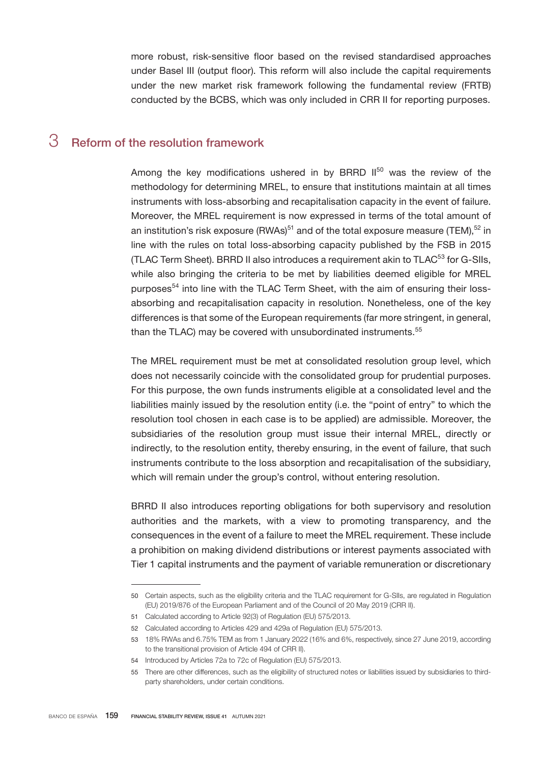more robust, risk-sensitive floor based on the revised standardised approaches under Basel III (output floor). This reform will also include the capital requirements under the new market risk framework following the fundamental review (FRTB) conducted by the BCBS, which was only included in CRR II for reporting purposes.

## 3 Reform of the resolution framework

Among the key modifications ushered in by BRRD II[50] was the review of the methodology for determining MREL, to ensure that institutions maintain at all times instruments with loss-absorbing and recapitalisation capacity in the event of failure. Moreover, the MREL requirement is now expressed in terms of the total amount of an institution's risk exposure (RWAs)[51] and of the total exposure measure (TEM),[52] in line with the rules on total loss-absorbing capacity published by the FSB in 2015 (TLAC Term Sheet). BRRD II also introduces a requirement akin to TLAC[53] for G-SIIs, while also bringing the criteria to be met by liabilities deemed eligible for MREL purposes[54] into line with the TLAC Term Sheet, with the aim of ensuring their loss-absorbing and recapitalisation capacity in resolution. Nonetheless, one of the key differences is that some of the European requirements (far more stringent, in general, than the TLAC) may be covered with unsubordinated instruments.[55]

The MREL requirement must be met at consolidated resolution group level, which does not necessarily coincide with the consolidated group for prudential purposes. For this purpose, the own funds instruments eligible at a consolidated level and the liabilities mainly issued by the resolution entity (i.e. the "point of entry" to which the resolution tool chosen in each case is to be applied) are admissible. Moreover, the subsidiaries of the resolution group must issue their internal MREL, directly or indirectly, to the resolution entity, thereby ensuring, in the event of failure, that such instruments contribute to the loss absorption and recapitalisation of the subsidiary, which will remain under the group's control, without entering resolution.

BRRD II also introduces reporting obligations for both supervisory and resolution authorities and the markets, with a view to promoting transparency, and the consequences in the event of a failure to meet the MREL requirement. These include a prohibition on making dividend distributions or interest payments associated with Tier 1 capital instruments and the payment of variable remuneration or discretionary

---

50 Certain aspects, such as the eligibility criteria and the TLAC requirement for G-SIIs, are regulated in Regulation (EU) 2019/876 of the European Parliament and of the Council of 20 May 2019 (CRR II).

51 Calculated according to Article 92(3) of Regulation (EU) 575/2013.

52 Calculated according to Articles 429 and 429a of Regulation (EU) 575/2013.

53 18% RWAs and 6.75% TEM as from 1 January 2022 (16% and 6%, respectively, since 27 June 2019, according to the transitional provision of Article 494 of CRR II).

54 Introduced by Articles 72a to 72c of Regulation (EU) 575/2013.

55 There are other differences, such as the eligibility of structured notes or liabilities issued by subsidiaries to third-party shareholders, under certain conditions.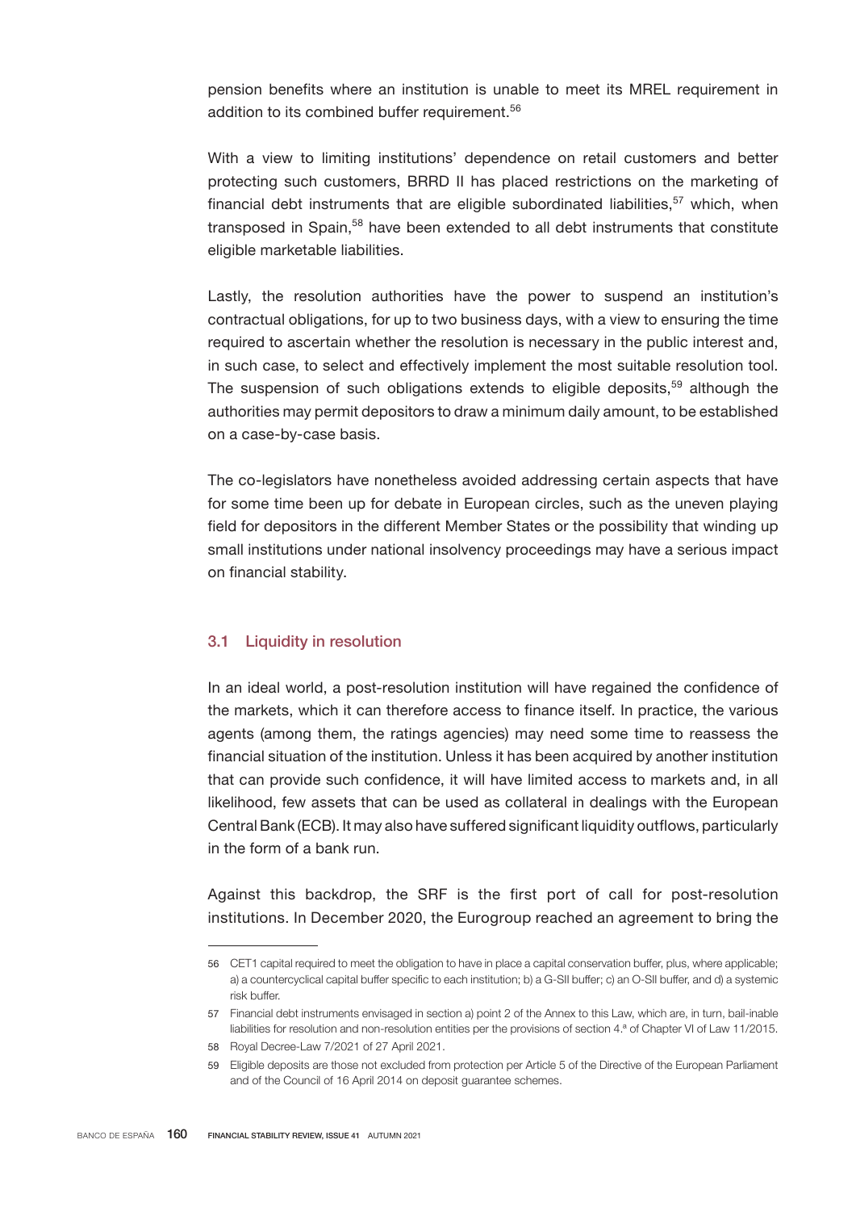pension benefits where an institution is unable to meet its MREL requirement in addition to its combined buffer requirement.[56]

With a view to limiting institutions' dependence on retail customers and better protecting such customers, BRRD II has placed restrictions on the marketing of financial debt instruments that are eligible subordinated liabilities,[57] which, when transposed in Spain,[58] have been extended to all debt instruments that constitute eligible marketable liabilities.

Lastly, the resolution authorities have the power to suspend an institution's contractual obligations, for up to two business days, with a view to ensuring the time required to ascertain whether the resolution is necessary in the public interest and, in such case, to select and effectively implement the most suitable resolution tool. The suspension of such obligations extends to eligible deposits,[59] although the authorities may permit depositors to draw a minimum daily amount, to be established on a case-by-case basis.

The co-legislators have nonetheless avoided addressing certain aspects that have for some time been up for debate in European circles, such as the uneven playing field for depositors in the different Member States or the possibility that winding up small institutions under national insolvency proceedings may have a serious impact on financial stability.

## 3.1 Liquidity in resolution

In an ideal world, a post-resolution institution will have regained the confidence of the markets, which it can therefore access to finance itself. In practice, the various agents (among them, the ratings agencies) may need some time to reassess the financial situation of the institution. Unless it has been acquired by another institution that can provide such confidence, it will have limited access to markets and, in all likelihood, few assets that can be used as collateral in dealings with the European Central Bank (ECB). It may also have suffered significant liquidity outflows, particularly in the form of a bank run.

Against this backdrop, the SRF is the first port of call for post-resolution institutions. In December 2020, the Eurogroup reached an agreement to bring the

---

56 CET1 capital required to meet the obligation to have in place a capital conservation buffer, plus, where applicable; a) a countercyclical capital buffer specific to each institution; b) a G-SII buffer; c) an O-SII buffer, and d) a systemic risk buffer.

57 Financial debt instruments envisaged in section a) point 2 of the Annex to this Law, which are, in turn, bail-inable liabilities for resolution and non-resolution entities per the provisions of section 4.ª of Chapter VI of Law 11/2015.

58 Royal Decree-Law 7/2021 of 27 April 2021.

59 Eligible deposits are those not excluded from protection per Article 5 of the Directive of the European Parliament and of the Council of 16 April 2014 on deposit guarantee schemes.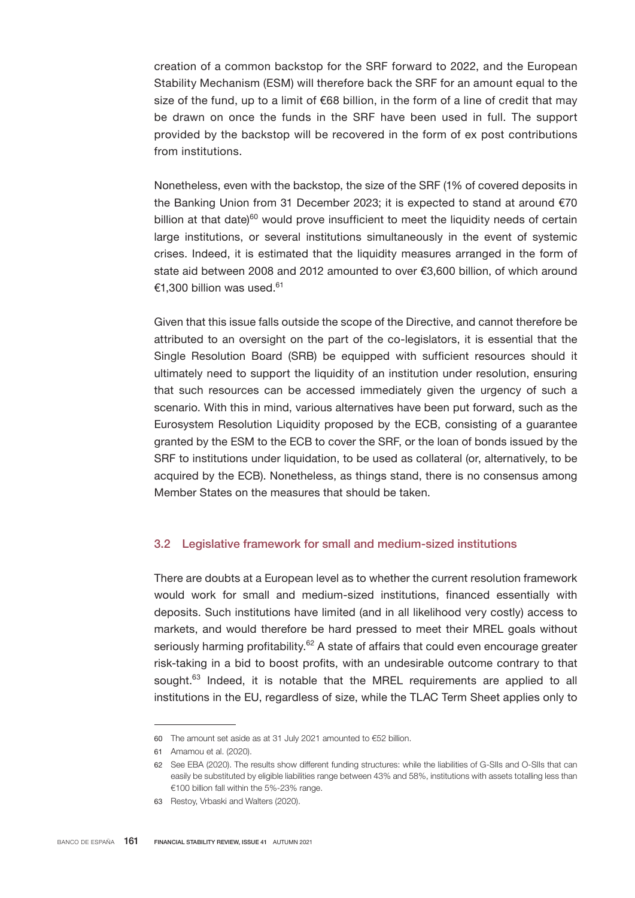creation of a common backstop for the SRF forward to 2022, and the European Stability Mechanism (ESM) will therefore back the SRF for an amount equal to the size of the fund, up to a limit of €68 billion, in the form of a line of credit that may be drawn on once the funds in the SRF have been used in full. The support provided by the backstop will be recovered in the form of ex post contributions from institutions.

Nonetheless, even with the backstop, the size of the SRF (1% of covered deposits in the Banking Union from 31 December 2023; it is expected to stand at around €70 billion at that date)[60] would prove insufficient to meet the liquidity needs of certain large institutions, or several institutions simultaneously in the event of systemic crises. Indeed, it is estimated that the liquidity measures arranged in the form of state aid between 2008 and 2012 amounted to over €3,600 billion, of which around €1,300 billion was used.[61]

Given that this issue falls outside the scope of the Directive, and cannot therefore be attributed to an oversight on the part of the co-legislators, it is essential that the Single Resolution Board (SRB) be equipped with sufficient resources should it ultimately need to support the liquidity of an institution under resolution, ensuring that such resources can be accessed immediately given the urgency of such a scenario. With this in mind, various alternatives have been put forward, such as the Eurosystem Resolution Liquidity proposed by the ECB, consisting of a guarantee granted by the ESM to the ECB to cover the SRF, or the loan of bonds issued by the SRF to institutions under liquidation, to be used as collateral (or, alternatively, to be acquired by the ECB). Nonetheless, as things stand, there is no consensus among Member States on the measures that should be taken.

### 3.2 Legislative framework for small and medium-sized institutions

There are doubts at a European level as to whether the current resolution framework would work for small and medium-sized institutions, financed essentially with deposits. Such institutions have limited (and in all likelihood very costly) access to markets, and would therefore be hard pressed to meet their MREL goals without seriously harming profitability.[62] A state of affairs that could even encourage greater risk-taking in a bid to boost profits, with an undesirable outcome contrary to that sought.[63] Indeed, it is notable that the MREL requirements are applied to all institutions in the EU, regardless of size, while the TLAC Term Sheet applies only to

---

60 The amount set aside as at 31 July 2021 amounted to €52 billion.

61 Amamou et al. (2020).

62 See EBA (2020). The results show different funding structures: while the liabilities of G-SIIs and O-SIIs that can easily be substituted by eligible liabilities range between 43% and 58%, institutions with assets totalling less than €100 billion fall within the 5%-23% range.

63 Restoy, Vrbaski and Walters (2020).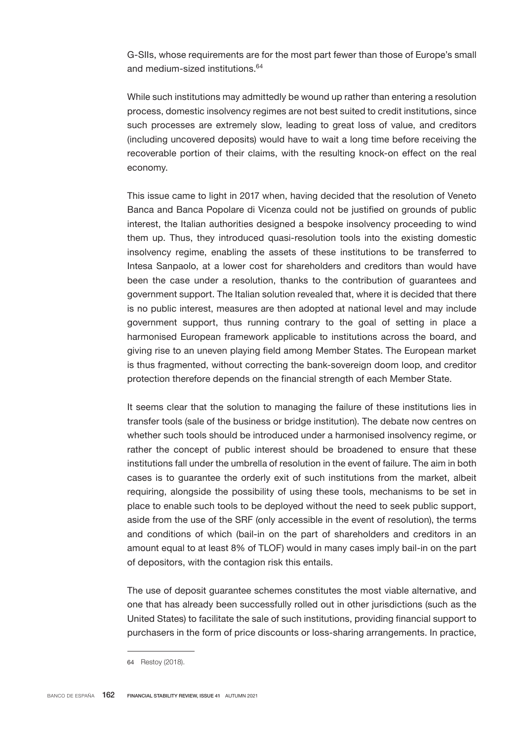G-SIIs, whose requirements are for the most part fewer than those of Europe's small and medium-sized institutions.[64]

While such institutions may admittedly be wound up rather than entering a resolution process, domestic insolvency regimes are not best suited to credit institutions, since such processes are extremely slow, leading to great loss of value, and creditors (including uncovered deposits) would have to wait a long time before receiving the recoverable portion of their claims, with the resulting knock-on effect on the real economy.

This issue came to light in 2017 when, having decided that the resolution of Veneto Banca and Banca Popolare di Vicenza could not be justified on grounds of public interest, the Italian authorities designed a bespoke insolvency proceeding to wind them up. Thus, they introduced quasi-resolution tools into the existing domestic insolvency regime, enabling the assets of these institutions to be transferred to Intesa Sanpaolo, at a lower cost for shareholders and creditors than would have been the case under a resolution, thanks to the contribution of guarantees and government support. The Italian solution revealed that, where it is decided that there is no public interest, measures are then adopted at national level and may include government support, thus running contrary to the goal of setting in place a harmonised European framework applicable to institutions across the board, and giving rise to an uneven playing field among Member States. The European market is thus fragmented, without correcting the bank-sovereign doom loop, and creditor protection therefore depends on the financial strength of each Member State.

It seems clear that the solution to managing the failure of these institutions lies in transfer tools (sale of the business or bridge institution). The debate now centres on whether such tools should be introduced under a harmonised insolvency regime, or rather the concept of public interest should be broadened to ensure that these institutions fall under the umbrella of resolution in the event of failure. The aim in both cases is to guarantee the orderly exit of such institutions from the market, albeit requiring, alongside the possibility of using these tools, mechanisms to be set in place to enable such tools to be deployed without the need to seek public support, aside from the use of the SRF (only accessible in the event of resolution), the terms and conditions of which (bail-in on the part of shareholders and creditors in an amount equal to at least 8% of TLOF) would in many cases imply bail-in on the part of depositors, with the contagion risk this entails.

The use of deposit guarantee schemes constitutes the most viable alternative, and one that has already been successfully rolled out in other jurisdictions (such as the United States) to facilitate the sale of such institutions, providing financial support to purchasers in the form of price discounts or loss-sharing arrangements. In practice,

---

64 Restoy (2018).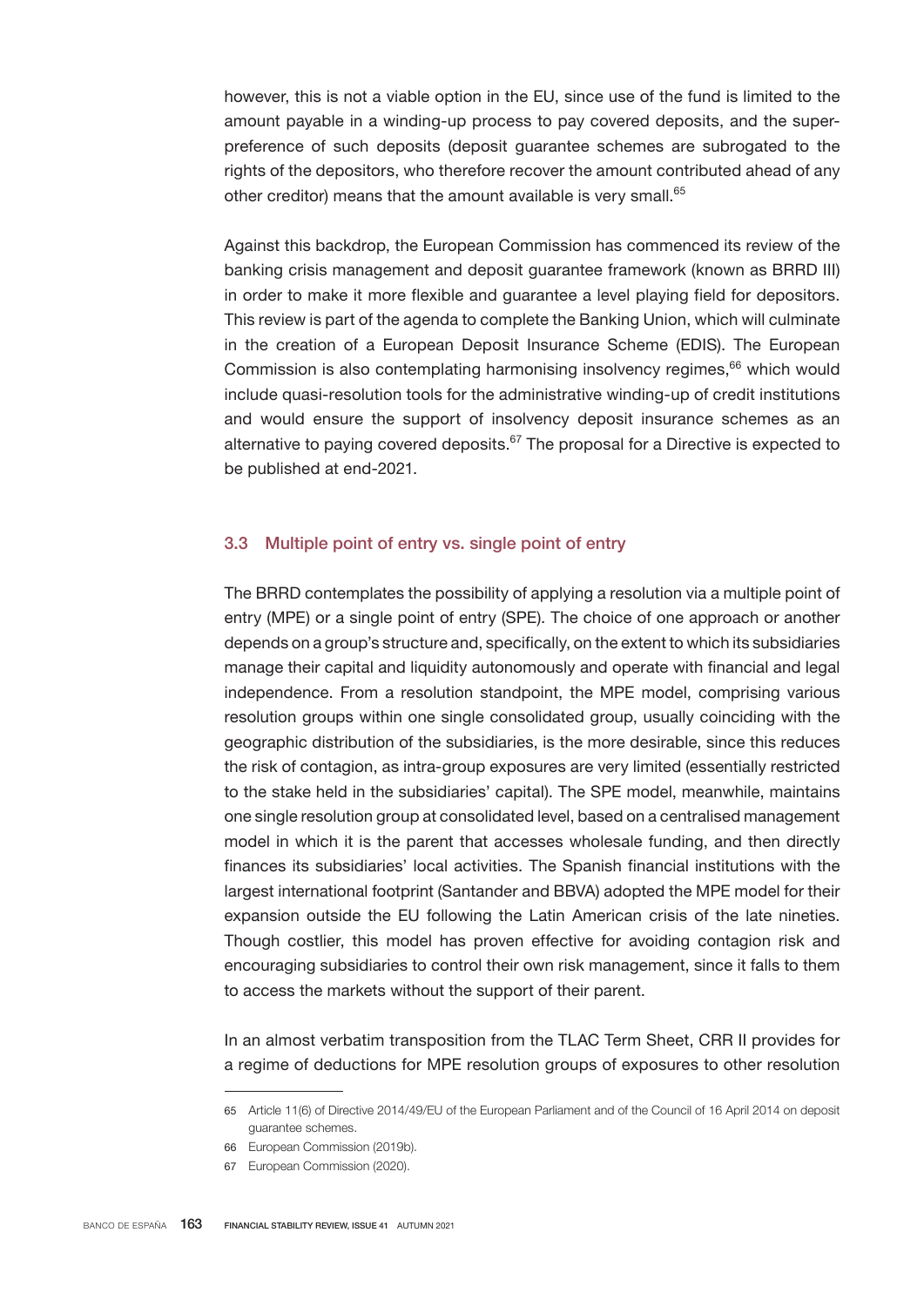however, this is not a viable option in the EU, since use of the fund is limited to the amount payable in a winding-up process to pay covered deposits, and the super-preference of such deposits (deposit guarantee schemes are subrogated to the rights of the depositors, who therefore recover the amount contributed ahead of any other creditor) means that the amount available is very small.[65]

Against this backdrop, the European Commission has commenced its review of the banking crisis management and deposit guarantee framework (known as BRRD III) in order to make it more flexible and guarantee a level playing field for depositors. This review is part of the agenda to complete the Banking Union, which will culminate in the creation of a European Deposit Insurance Scheme (EDIS). The European Commission is also contemplating harmonising insolvency regimes,[66] which would include quasi-resolution tools for the administrative winding-up of credit institutions and would ensure the support of insolvency deposit insurance schemes as an alternative to paying covered deposits.[67] The proposal for a Directive is expected to be published at end-2021.

### 3.3 Multiple point of entry vs. single point of entry

The BRRD contemplates the possibility of applying a resolution via a multiple point of entry (MPE) or a single point of entry (SPE). The choice of one approach or another depends on a group's structure and, specifically, on the extent to which its subsidiaries manage their capital and liquidity autonomously and operate with financial and legal independence. From a resolution standpoint, the MPE model, comprising various resolution groups within one single consolidated group, usually coinciding with the geographic distribution of the subsidiaries, is the more desirable, since this reduces the risk of contagion, as intra-group exposures are very limited (essentially restricted to the stake held in the subsidiaries' capital). The SPE model, meanwhile, maintains one single resolution group at consolidated level, based on a centralised management model in which it is the parent that accesses wholesale funding, and then directly finances its subsidiaries' local activities. The Spanish financial institutions with the largest international footprint (Santander and BBVA) adopted the MPE model for their expansion outside the EU following the Latin American crisis of the late nineties. Though costlier, this model has proven effective for avoiding contagion risk and encouraging subsidiaries to control their own risk management, since it falls to them to access the markets without the support of their parent.

In an almost verbatim transposition from the TLAC Term Sheet, CRR II provides for a regime of deductions for MPE resolution groups of exposures to other resolution

---

65 Article 11(6) of Directive 2014/49/EU of the European Parliament and of the Council of 16 April 2014 on deposit guarantee schemes.

66 European Commission (2019b).

67 European Commission (2020).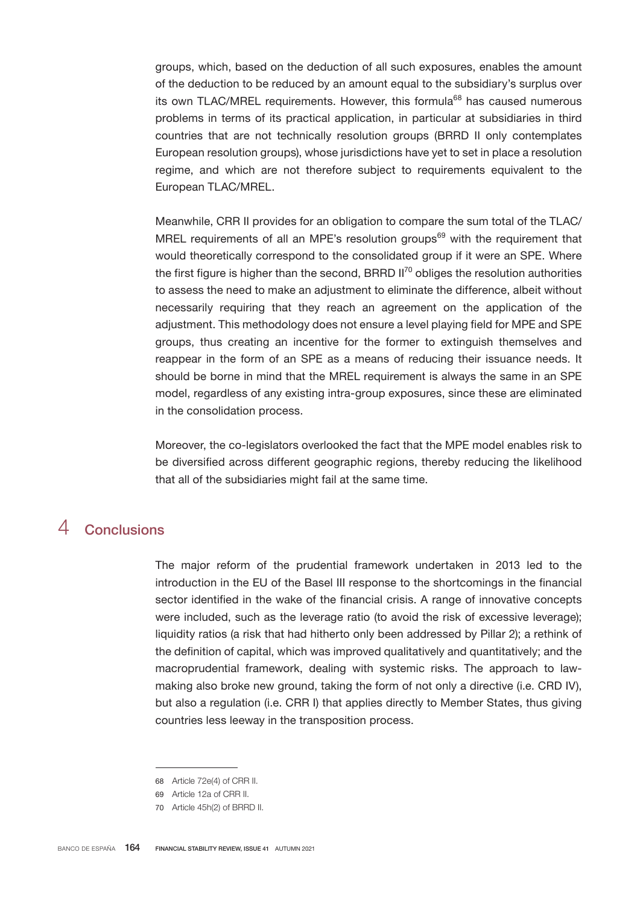groups, which, based on the deduction of all such exposures, enables the amount of the deduction to be reduced by an amount equal to the subsidiary's surplus over its own TLAC/MREL requirements. However, this formula[68] has caused numerous problems in terms of its practical application, in particular at subsidiaries in third countries that are not technically resolution groups (BRRD II only contemplates European resolution groups), whose jurisdictions have yet to set in place a resolution regime, and which are not therefore subject to requirements equivalent to the European TLAC/MREL.

Meanwhile, CRR II provides for an obligation to compare the sum total of the TLAC/MREL requirements of all an MPE's resolution groups[69] with the requirement that would theoretically correspond to the consolidated group if it were an SPE. Where the first figure is higher than the second, BRRD II[70] obliges the resolution authorities to assess the need to make an adjustment to eliminate the difference, albeit without necessarily requiring that they reach an agreement on the application of the adjustment. This methodology does not ensure a level playing field for MPE and SPE groups, thus creating an incentive for the former to extinguish themselves and reappear in the form of an SPE as a means of reducing their issuance needs. It should be borne in mind that the MREL requirement is always the same in an SPE model, regardless of any existing intra-group exposures, since these are eliminated in the consolidation process.

Moreover, the co-legislators overlooked the fact that the MPE model enables risk to be diversified across different geographic regions, thereby reducing the likelihood that all of the subsidiaries might fail at the same time.

## 4 Conclusions

The major reform of the prudential framework undertaken in 2013 led to the introduction in the EU of the Basel III response to the shortcomings in the financial sector identified in the wake of the financial crisis. A range of innovative concepts were included, such as the leverage ratio (to avoid the risk of excessive leverage); liquidity ratios (a risk that had hitherto only been addressed by Pillar 2); a rethink of the definition of capital, which was improved qualitatively and quantitatively; and the macroprudential framework, dealing with systemic risks. The approach to law-making also broke new ground, taking the form of not only a directive (i.e. CRD IV), but also a regulation (i.e. CRR I) that applies directly to Member States, thus giving countries less leeway in the transposition process.

---

68 Article 72e(4) of CRR II.

69 Article 12a of CRR II.

70 Article 45h(2) of BRRD II.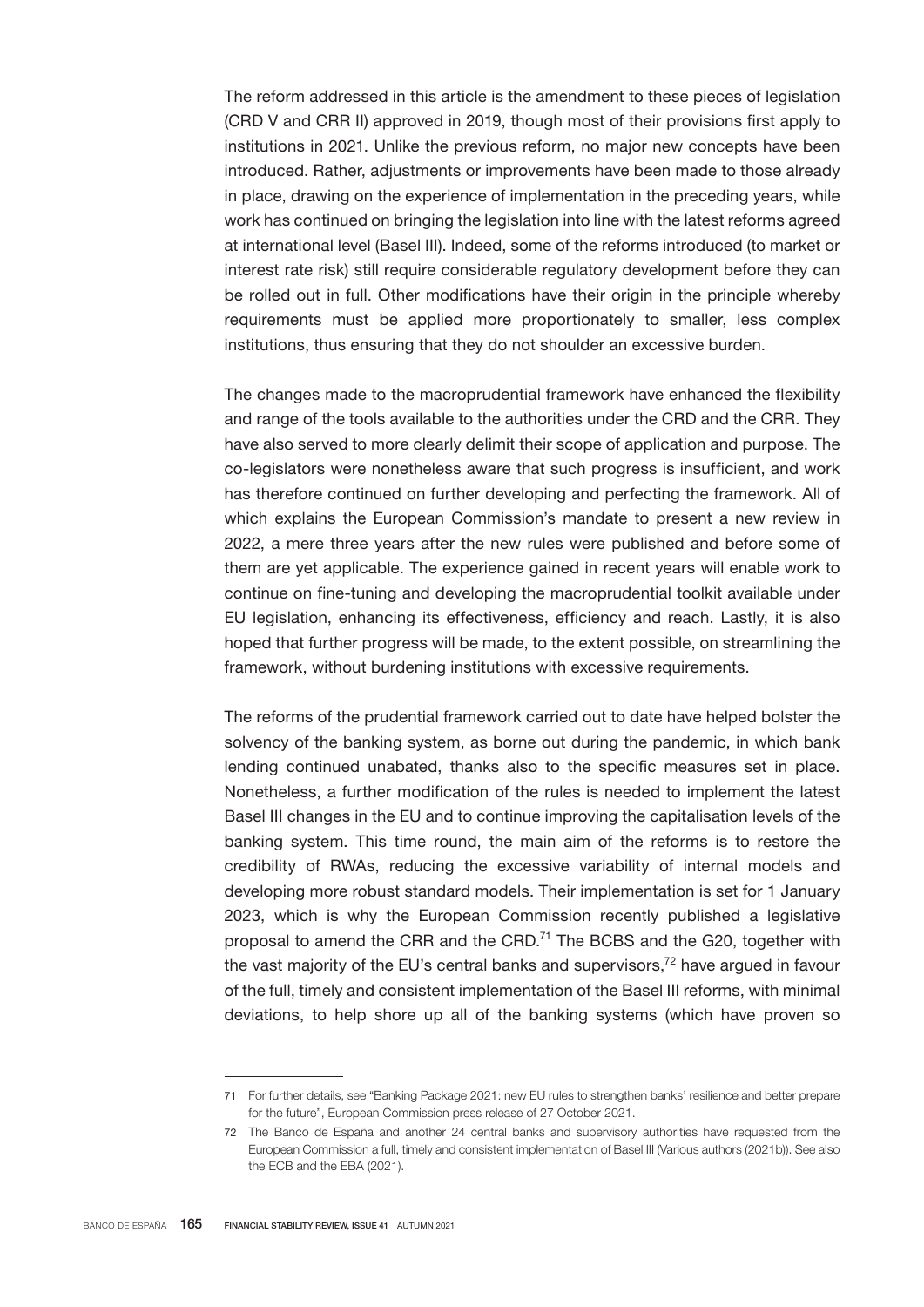The reform addressed in this article is the amendment to these pieces of legislation (CRD V and CRR II) approved in 2019, though most of their provisions first apply to institutions in 2021. Unlike the previous reform, no major new concepts have been introduced. Rather, adjustments or improvements have been made to those already in place, drawing on the experience of implementation in the preceding years, while work has continued on bringing the legislation into line with the latest reforms agreed at international level (Basel III). Indeed, some of the reforms introduced (to market or interest rate risk) still require considerable regulatory development before they can be rolled out in full. Other modifications have their origin in the principle whereby requirements must be applied more proportionately to smaller, less complex institutions, thus ensuring that they do not shoulder an excessive burden.

The changes made to the macroprudential framework have enhanced the flexibility and range of the tools available to the authorities under the CRD and the CRR. They have also served to more clearly delimit their scope of application and purpose. The co-legislators were nonetheless aware that such progress is insufficient, and work has therefore continued on further developing and perfecting the framework. All of which explains the European Commission's mandate to present a new review in 2022, a mere three years after the new rules were published and before some of them are yet applicable. The experience gained in recent years will enable work to continue on fine-tuning and developing the macroprudential toolkit available under EU legislation, enhancing its effectiveness, efficiency and reach. Lastly, it is also hoped that further progress will be made, to the extent possible, on streamlining the framework, without burdening institutions with excessive requirements.

The reforms of the prudential framework carried out to date have helped bolster the solvency of the banking system, as borne out during the pandemic, in which bank lending continued unabated, thanks also to the specific measures set in place. Nonetheless, a further modification of the rules is needed to implement the latest Basel III changes in the EU and to continue improving the capitalisation levels of the banking system. This time round, the main aim of the reforms is to restore the credibility of RWAs, reducing the excessive variability of internal models and developing more robust standard models. Their implementation is set for 1 January 2023, which is why the European Commission recently published a legislative proposal to amend the CRR and the CRD.[71] The BCBS and the G20, together with the vast majority of the EU's central banks and supervisors,[72] have argued in favour of the full, timely and consistent implementation of the Basel III reforms, with minimal deviations, to help shore up all of the banking systems (which have proven so

---

71 For further details, see "Banking Package 2021: new EU rules to strengthen banks' resilience and better prepare for the future", European Commission press release of 27 October 2021.

72 The Banco de España and another 24 central banks and supervisory authorities have requested from the European Commission a full, timely and consistent implementation of Basel III (Various authors (2021b)). See also the ECB and the EBA (2021).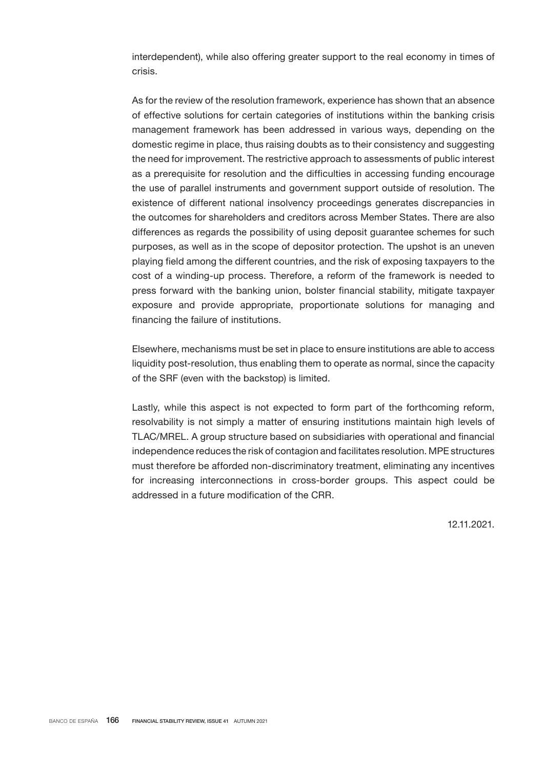interdependent), while also offering greater support to the real economy in times of crisis.

As for the review of the resolution framework, experience has shown that an absence of effective solutions for certain categories of institutions within the banking crisis management framework has been addressed in various ways, depending on the domestic regime in place, thus raising doubts as to their consistency and suggesting the need for improvement. The restrictive approach to assessments of public interest as a prerequisite for resolution and the difficulties in accessing funding encourage the use of parallel instruments and government support outside of resolution. The existence of different national insolvency proceedings generates discrepancies in the outcomes for shareholders and creditors across Member States. There are also differences as regards the possibility of using deposit guarantee schemes for such purposes, as well as in the scope of depositor protection. The upshot is an uneven playing field among the different countries, and the risk of exposing taxpayers to the cost of a winding-up process. Therefore, a reform of the framework is needed to press forward with the banking union, bolster financial stability, mitigate taxpayer exposure and provide appropriate, proportionate solutions for managing and financing the failure of institutions.

Elsewhere, mechanisms must be set in place to ensure institutions are able to access liquidity post-resolution, thus enabling them to operate as normal, since the capacity of the SRF (even with the backstop) is limited.

Lastly, while this aspect is not expected to form part of the forthcoming reform, resolvability is not simply a matter of ensuring institutions maintain high levels of TLAC/MREL. A group structure based on subsidiaries with operational and financial independence reduces the risk of contagion and facilitates resolution. MPE structures must therefore be afforded non-discriminatory treatment, eliminating any incentives for increasing interconnections in cross-border groups. This aspect could be addressed in a future modification of the CRR.

12.11.2021.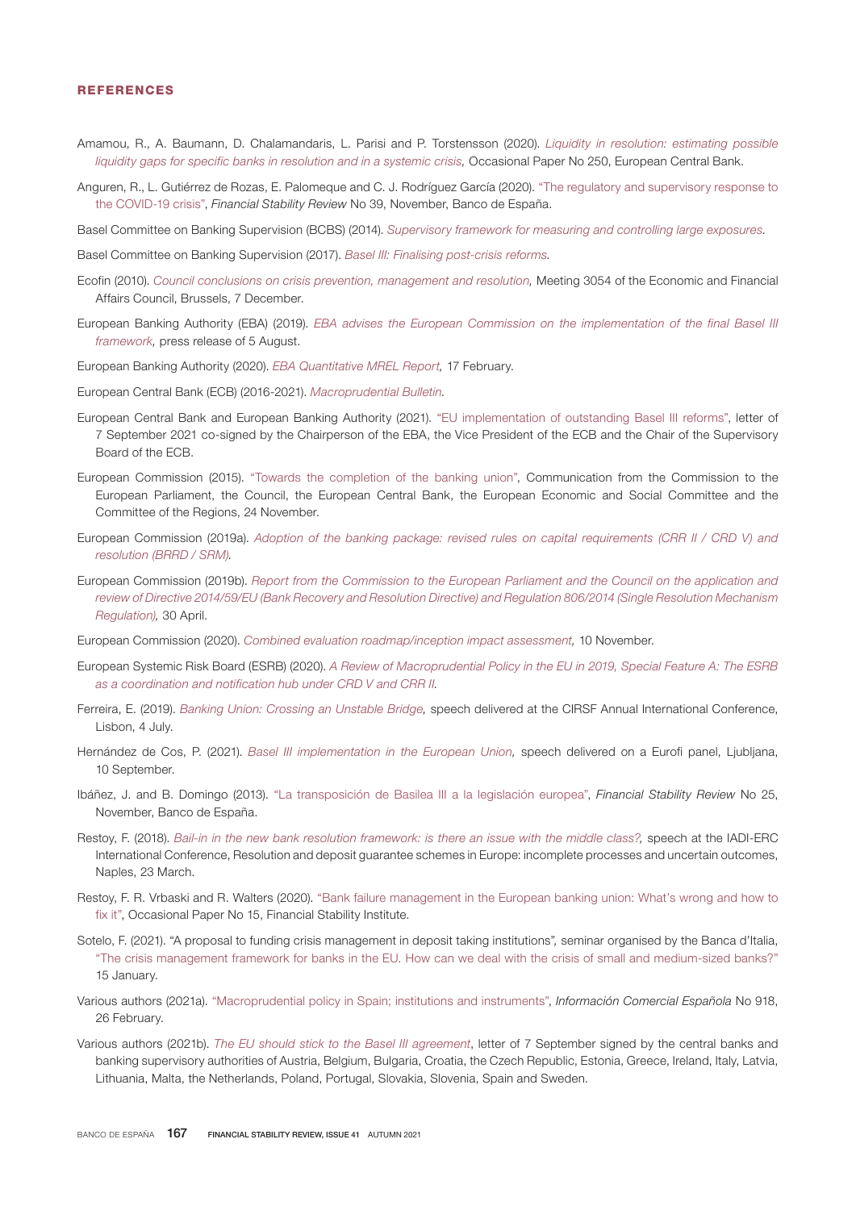## REFERENCES

Amamou, R., A. Baumann, D. Chalamandaris, L. Parisi and P. Torstensson (2020). *Liquidity in resolution: estimating possible liquidity gaps for specific banks in resolution and in a systemic crisis,* Occasional Paper No 250, European Central Bank.

Anguren, R., L. Gutiérrez de Rozas, E. Palomeque and C. J. Rodríguez García (2020). "The regulatory and supervisory response to the COVID-19 crisis", *Financial Stability Review* No 39, November, Banco de España.

Basel Committee on Banking Supervision (BCBS) (2014). *Supervisory framework for measuring and controlling large exposures.*

Basel Committee on Banking Supervision (2017). *Basel III: Finalising post-crisis reforms.*

Ecofin (2010). *Council conclusions on crisis prevention, management and resolution,* Meeting 3054 of the Economic and Financial Affairs Council, Brussels, 7 December.

European Banking Authority (EBA) (2019). *EBA advises the European Commission on the implementation of the final Basel III framework,* press release of 5 August.

European Banking Authority (2020). *EBA Quantitative MREL Report,* 17 February.

European Central Bank (ECB) (2016-2021). *Macroprudential Bulletin.*

European Central Bank and European Banking Authority (2021). "EU implementation of outstanding Basel III reforms", letter of 7 September 2021 co-signed by the Chairperson of the EBA, the Vice President of the ECB and the Chair of the Supervisory Board of the ECB.

European Commission (2015). "Towards the completion of the banking union", Communication from the Commission to the European Parliament, the Council, the European Central Bank, the European Economic and Social Committee and the Committee of the Regions, 24 November.

European Commission (2019a). *Adoption of the banking package: revised rules on capital requirements (CRR II / CRD V) and resolution (BRRD / SRM).*

European Commission (2019b). *Report from the Commission to the European Parliament and the Council on the application and review of Directive 2014/59/EU (Bank Recovery and Resolution Directive) and Regulation 806/2014 (Single Resolution Mechanism Regulation),* 30 April.

European Commission (2020). *Combined evaluation roadmap/inception impact assessment,* 10 November.

European Systemic Risk Board (ESRB) (2020). *A Review of Macroprudential Policy in the EU in 2019, Special Feature A: The ESRB as a coordination and notification hub under CRD V and CRR II.*

Ferreira, E. (2019). *Banking Union: Crossing an Unstable Bridge,* speech delivered at the CIRSF Annual International Conference, Lisbon, 4 July.

Hernández de Cos, P. (2021). *Basel III implementation in the European Union,* speech delivered on a Eurofi panel, Ljubljana, 10 September.

Ibáñez, J. and B. Domingo (2013). "La transposición de Basilea III a la legislación europea", *Financial Stability Review* No 25, November, Banco de España.

Restoy, F. (2018). *Bail-in in the new bank resolution framework: is there an issue with the middle class?,* speech at the IADI-ERC International Conference, Resolution and deposit guarantee schemes in Europe: incomplete processes and uncertain outcomes, Naples, 23 March.

Restoy, F. R. Vrbaski and R. Walters (2020). "Bank failure management in the European banking union: What's wrong and how to fix it", Occasional Paper No 15, Financial Stability Institute.

Sotelo, F. (2021). "A proposal to funding crisis management in deposit taking institutions", seminar organised by the Banca d'Italia, "The crisis management framework for banks in the EU. How can we deal with the crisis of small and medium-sized banks?" 15 January.

Various authors (2021a). "Macroprudential policy in Spain; institutions and instruments", *Información Comercial Española* No 918, 26 February.

Various authors (2021b). *The EU should stick to the Basel III agreement*, letter of 7 September signed by the central banks and banking supervisory authorities of Austria, Belgium, Bulgaria, Croatia, the Czech Republic, Estonia, Greece, Ireland, Italy, Latvia, Lithuania, Malta, the Netherlands, Poland, Portugal, Slovakia, Slovenia, Spain and Sweden.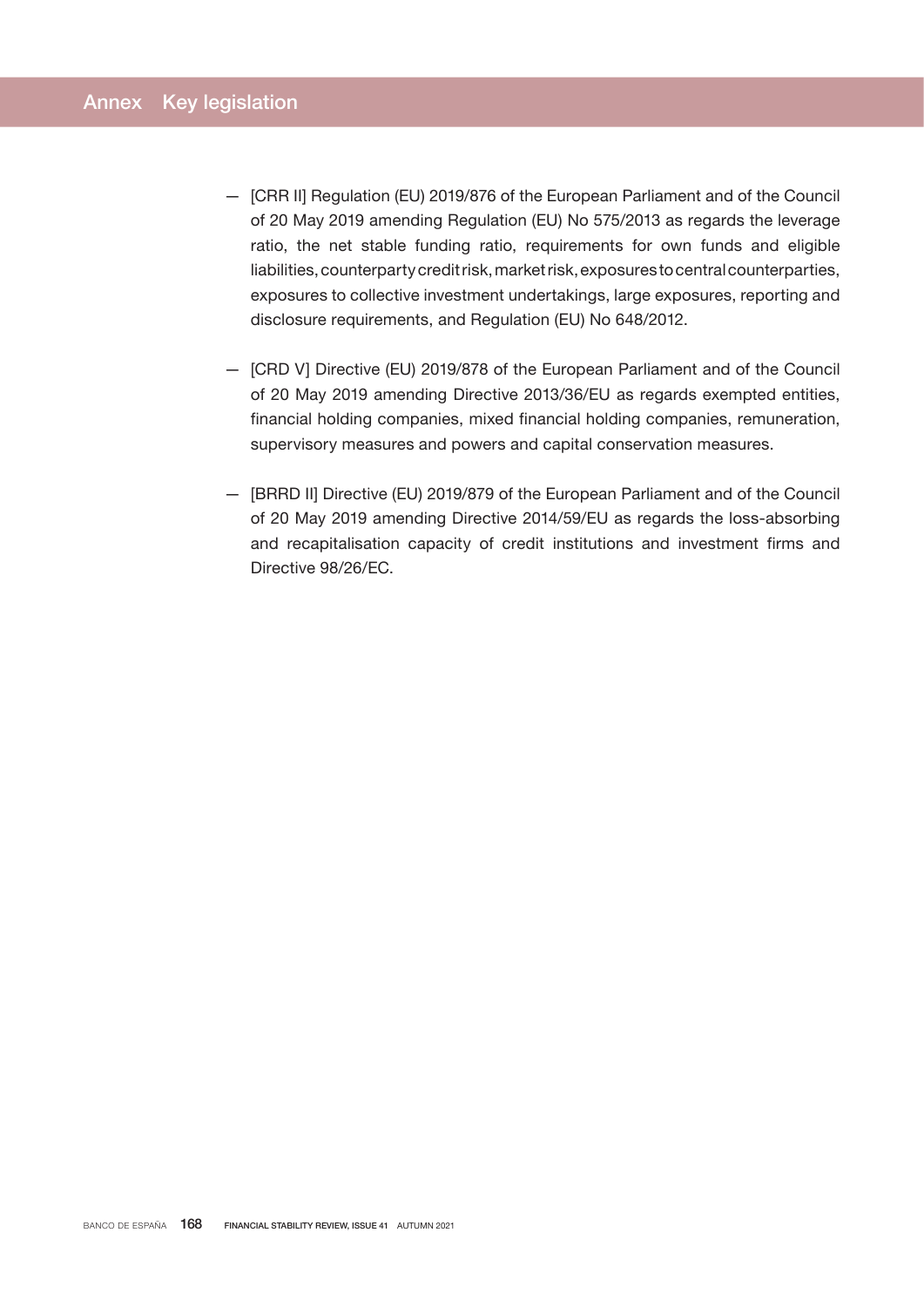— [CRR II] Regulation (EU) 2019/876 of the European Parliament and of the Council of 20 May 2019 amending Regulation (EU) No 575/2013 as regards the leverage ratio, the net stable funding ratio, requirements for own funds and eligible liabilities, counterparty credit risk, market risk, exposures to central counterparties, exposures to collective investment undertakings, large exposures, reporting and disclosure requirements, and Regulation (EU) No 648/2012.

— [CRD V] Directive (EU) 2019/878 of the European Parliament and of the Council of 20 May 2019 amending Directive 2013/36/EU as regards exempted entities, financial holding companies, mixed financial holding companies, remuneration, supervisory measures and powers and capital conservation measures.

— [BRRD II] Directive (EU) 2019/879 of the European Parliament and of the Council of 20 May 2019 amending Directive 2014/59/EU as regards the loss-absorbing and recapitalisation capacity of credit institutions and investment firms and Directive 98/26/EC.